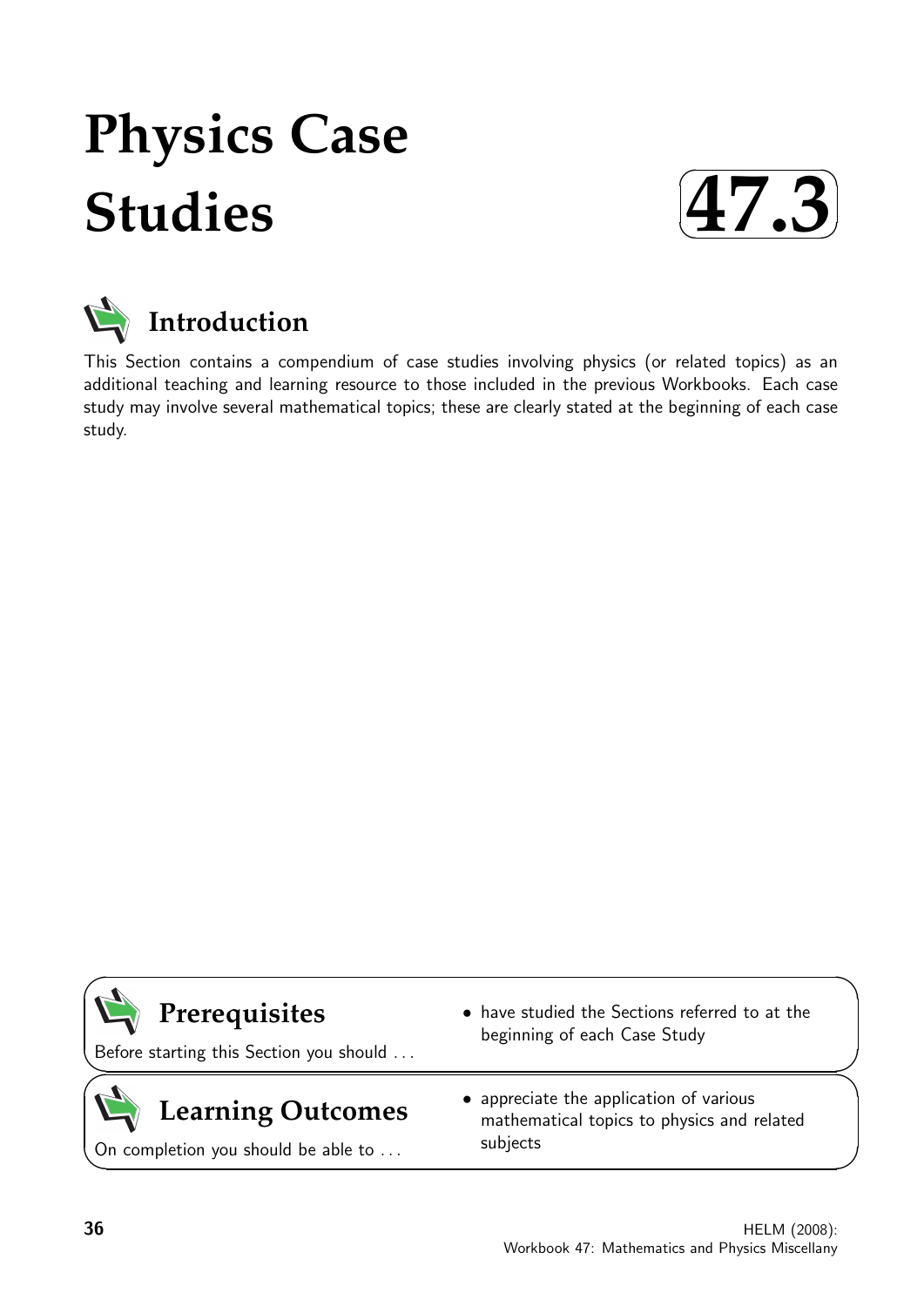# Physics Case Studies

**47.3**

## Introduction

This Section contains a compendium of case studies involving physics (or related topics) as an additional teaching and learning resource to those included in the previous Workbooks. Each case study may involve several mathematical topics; these are clearly stated at the beginning of each case study.

## Prerequisites

Before starting this Section you should ...

- have studied the Sections referred to at the beginning of each Case Study

## Learning Outcomes

On completion you should be able to ...

- appreciate the application of various mathematical topics to physics and related subjects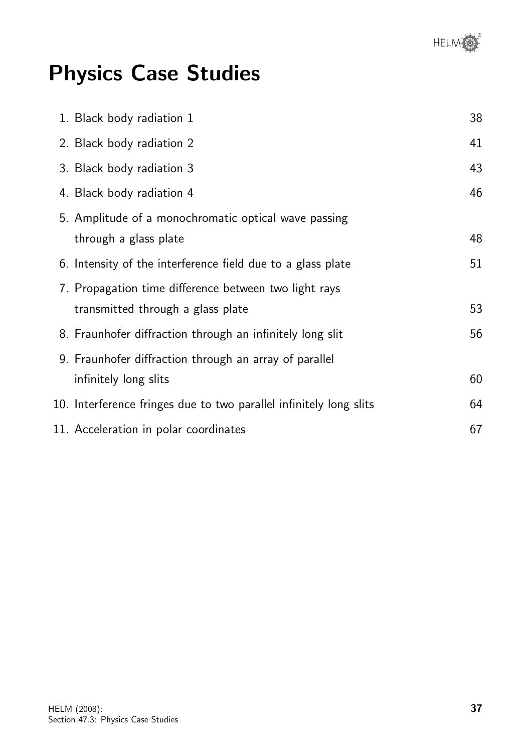# Physics Case Studies

| | |
|---|---|
| 1. Black body radiation 1 | 38 |
| 2. Black body radiation 2 | 41 |
| 3. Black body radiation 3 | 43 |
| 4. Black body radiation 4 | 46 |
| 5. Amplitude of a monochromatic optical wave passing through a glass plate | 48 |
| 6. Intensity of the interference field due to a glass plate | 51 |
| 7. Propagation time difference between two light rays transmitted through a glass plate | 53 |
| 8. Fraunhofer diffraction through an infinitely long slit | 56 |
| 9. Fraunhofer diffraction through an array of parallel infinitely long slits | 60 |
| 10. Interference fringes due to two parallel infinitely long slits | 64 |
| 11. Acceleration in polar coordinates | 67 |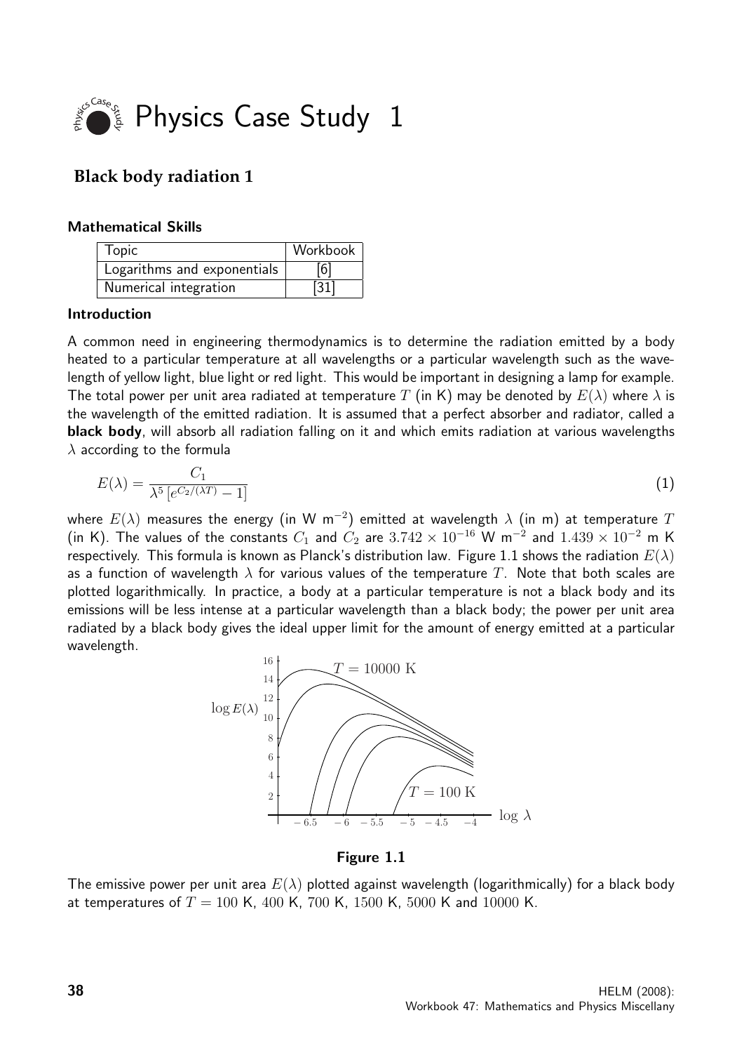# Physics Case Study 1

## Black body radiation 1

### Mathematical Skills

| Topic | Workbook |
| --- | --- |
| Logarithms and exponentials | [6] |
| Numerical integration | [31] |

### Introduction

A common need in engineering thermodynamics is to determine the radiation emitted by a body heated to a particular temperature at all wavelengths or a particular wavelength such as the wavelength of yellow light, blue light or red light. This would be important in designing a lamp for example. The total power per unit area radiated at temperature $T$ (in K) may be denoted by $E(\lambda)$ where $\lambda$ is the wavelength of the emitted radiation. It is assumed that a perfect absorber and radiator, called a **black body**, will absorb all radiation falling on it and which emits radiation at various wavelengths $\lambda$ according to the formula

$$E(\lambda) = \frac{C_1}{\lambda^5 \left[ e^{C_2/(\lambda T)} - 1 \right]} \tag{1}$$

where $E(\lambda)$ measures the energy (in W m$^{-2}$) emitted at wavelength $\lambda$ (in m) at temperature $T$ (in K). The values of the constants $C_1$ and $C_2$ are $3.742 \times 10^{-16}$ W m$^{-2}$ and $1.439 \times 10^{-2}$ m K respectively. This formula is known as Planck's distribution law. Figure 1.1 shows the radiation $E(\lambda)$ as a function of wavelength $\lambda$ for various values of the temperature $T$. Note that both scales are plotted logarithmically. In practice, a body at a particular temperature is not a black body and its emissions will be less intense at a particular wavelength than a black body; the power per unit area radiated by a black body gives the ideal upper limit for the amount of energy emitted at a particular wavelength.

**Figure 1.1**

The emissive power per unit area $E(\lambda)$ plotted against wavelength (logarithmically) for a black body at temperatures of $T = 100$ K, $400$ K, $700$ K, $1500$ K, $5000$ K and $10000$ K.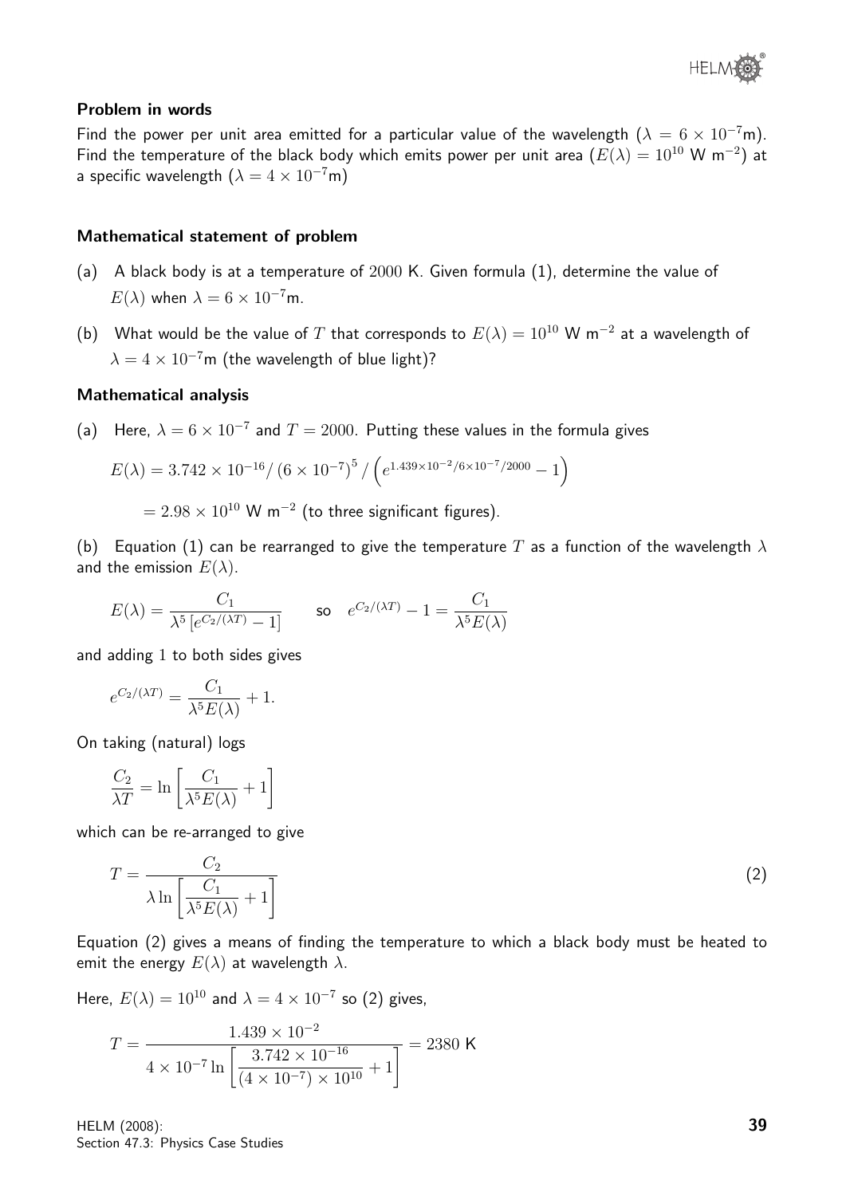#### Problem in words

Find the power per unit area emitted for a particular value of the wavelength ($\lambda = 6 \times 10^{-7}$m). Find the temperature of the black body which emits power per unit area ($E(\lambda) = 10^{10}$ W m$^{-2}$) at a specific wavelength ($\lambda = 4 \times 10^{-7}$m)

#### Mathematical statement of problem

(a) A black body is at a temperature of 2000 K. Given formula (1), determine the value of $E(\lambda)$ when $\lambda = 6 \times 10^{-7}$m.

(b) What would be the value of $T$ that corresponds to $E(\lambda) = 10^{10}$ W m$^{-2}$ at a wavelength of $\lambda = 4 \times 10^{-7}$m (the wavelength of blue light)?

#### Mathematical analysis

(a) Here, $\lambda = 6 \times 10^{-7}$ and $T = 2000$. Putting these values in the formula gives

$$E(\lambda) = 3.742 \times 10^{-16} / \left(6 \times 10^{-7}\right)^5 / \left(e^{1.439 \times 10^{-2}/6 \times 10^{-7}/2000} - 1\right)$$

$$= 2.98 \times 10^{10} \text{ W m}^{-2} \text{ (to three significant figures).}$$

(b) Equation (1) can be rearranged to give the temperature $T$ as a function of the wavelength $\lambda$ and the emission $E(\lambda)$.

$$E(\lambda) = \frac{C_1}{\lambda^5 \left[e^{C_2/(\lambda T)} - 1\right]} \qquad \text{so} \quad e^{C_2/(\lambda T)} - 1 = \frac{C_1}{\lambda^5 E(\lambda)}$$

and adding 1 to both sides gives

$$e^{C_2/(\lambda T)} = \frac{C_1}{\lambda^5 E(\lambda)} + 1.$$

On taking (natural) logs

$$\frac{C_2}{\lambda T} = \ln\left[\frac{C_1}{\lambda^5 E(\lambda)} + 1\right]$$

which can be re-arranged to give

$$T = \frac{C_2}{\lambda \ln\left[\dfrac{C_1}{\lambda^5 E(\lambda)} + 1\right]} \qquad (2)$$

Equation (2) gives a means of finding the temperature to which a black body must be heated to emit the energy $E(\lambda)$ at wavelength $\lambda$.

Here, $E(\lambda) = 10^{10}$ and $\lambda = 4 \times 10^{-7}$ so (2) gives,

$$T = \frac{1.439 \times 10^{-2}}{4 \times 10^{-7} \ln\left[\dfrac{3.742 \times 10^{-16}}{(4 \times 10^{-7}) \times 10^{10}} + 1\right]} = 2380 \text{ K}$$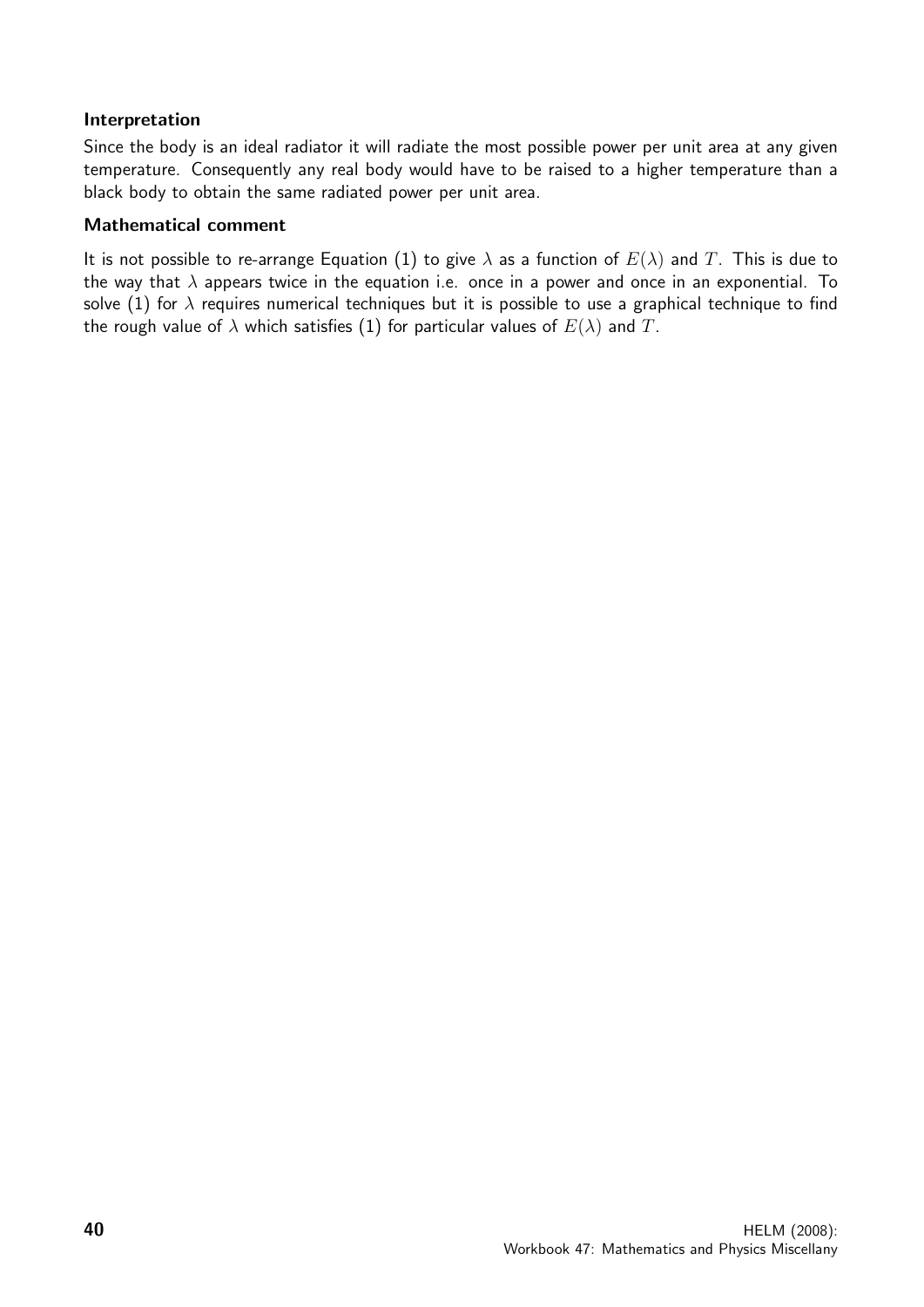#### Interpretation

Since the body is an ideal radiator it will radiate the most possible power per unit area at any given temperature. Consequently any real body would have to be raised to a higher temperature than a black body to obtain the same radiated power per unit area.

#### Mathematical comment

It is not possible to re-arrange Equation (1) to give $\lambda$ as a function of $E(\lambda)$ and $T$. This is due to the way that $\lambda$ appears twice in the equation i.e. once in a power and once in an exponential. To solve (1) for $\lambda$ requires numerical techniques but it is possible to use a graphical technique to find the rough value of $\lambda$ which satisfies (1) for particular values of $E(\lambda)$ and $T$.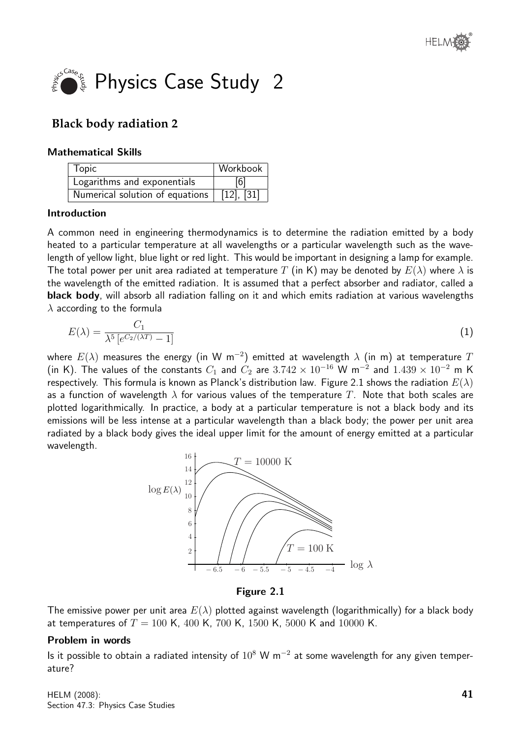# Physics Case Study 2

## Black body radiation 2

### Mathematical Skills

| Topic | Workbook |
|---|---|
| Logarithms and exponentials | [6] |
| Numerical solution of equations | [12], [31] |

### Introduction

A common need in engineering thermodynamics is to determine the radiation emitted by a body heated to a particular temperature at all wavelengths or a particular wavelength such as the wavelength of yellow light, blue light or red light. This would be important in designing a lamp for example. The total power per unit area radiated at temperature $T$ (in K) may be denoted by $E(\lambda)$ where $\lambda$ is the wavelength of the emitted radiation. It is assumed that a perfect absorber and radiator, called a **black body**, will absorb all radiation falling on it and which emits radiation at various wavelengths $\lambda$ according to the formula

$$E(\lambda) = \frac{C_1}{\lambda^5 \left[e^{C_2/(\lambda T)} - 1\right]} \qquad (1)$$

where $E(\lambda)$ measures the energy (in W m$^{-2}$) emitted at wavelength $\lambda$ (in m) at temperature $T$ (in K). The values of the constants $C_1$ and $C_2$ are $3.742 \times 10^{-16}$ W m$^{-2}$ and $1.439 \times 10^{-2}$ m K respectively. This formula is known as Planck's distribution law. Figure 2.1 shows the radiation $E(\lambda)$ as a function of wavelength $\lambda$ for various values of the temperature $T$. Note that both scales are plotted logarithmically. In practice, a body at a particular temperature is not a black body and its emissions will be less intense at a particular wavelength than a black body; the power per unit area radiated by a black body gives the ideal upper limit for the amount of energy emitted at a particular wavelength.

**Figure 2.1**

The emissive power per unit area $E(\lambda)$ plotted against wavelength (logarithmically) for a black body at temperatures of $T = 100$ K, $400$ K, $700$ K, $1500$ K, $5000$ K and $10000$ K.

### Problem in words

Is it possible to obtain a radiated intensity of $10^8$ W m$^{-2}$ at some wavelength for any given temperature?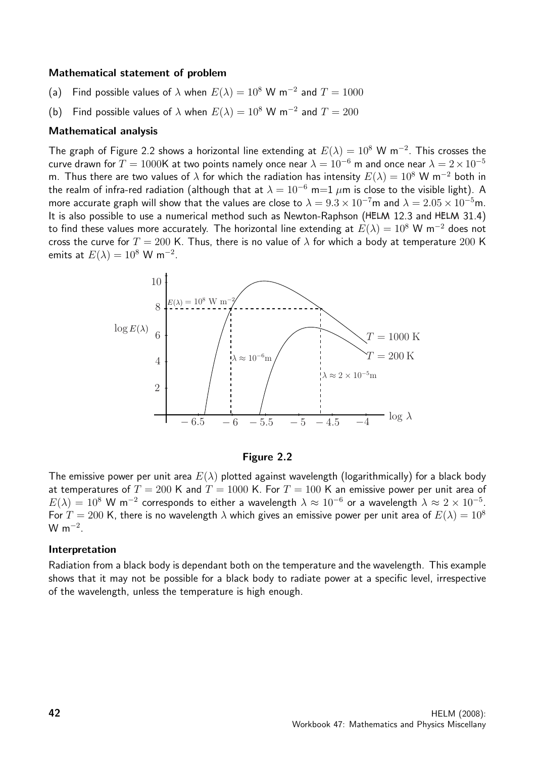#### Mathematical statement of problem

(a) Find possible values of $\lambda$ when $E(\lambda) = 10^8$ W m$^{-2}$ and $T = 1000$

(b) Find possible values of $\lambda$ when $E(\lambda) = 10^8$ W m$^{-2}$ and $T = 200$

#### Mathematical analysis

The graph of Figure 2.2 shows a horizontal line extending at $E(\lambda) = 10^8$ W m$^{-2}$. This crosses the curve drawn for $T = 1000$K at two points namely once near $\lambda = 10^{-6}$ m and once near $\lambda = 2 \times 10^{-5}$ m. Thus there are two values of $\lambda$ for which the radiation has intensity $E(\lambda) = 10^8$ W m$^{-2}$ both in the realm of infra-red radiation (although that at $\lambda = 10^{-6}$ m=1 $\mu$m is close to the visible light). A more accurate graph will show that the values are close to $\lambda = 9.3 \times 10^{-7}$m and $\lambda = 2.05 \times 10^{-5}$m. It is also possible to use a numerical method such as Newton-Raphson (HELM 12.3 and HELM 31.4) to find these values more accurately. The horizontal line extending at $E(\lambda) = 10^8$ W m$^{-2}$ does not cross the curve for $T = 200$ K. Thus, there is no value of $\lambda$ for which a body at temperature 200 K emits at $E(\lambda) = 10^8$ W m$^{-2}$.

**Figure 2.2**

The emissive power per unit area $E(\lambda)$ plotted against wavelength (logarithmically) for a black body at temperatures of $T = 200$ K and $T = 1000$ K. For $T = 100$ K an emissive power per unit area of $E(\lambda) = 10^8$ W m$^{-2}$ corresponds to either a wavelength $\lambda \approx 10^{-6}$ or a wavelength $\lambda \approx 2 \times 10^{-5}$. For $T = 200$ K, there is no wavelength $\lambda$ which gives an emissive power per unit area of $E(\lambda) = 10^8$ W m$^{-2}$.

#### Interpretation

Radiation from a black body is dependant both on the temperature and the wavelength. This example shows that it may not be possible for a black body to radiate power at a specific level, irrespective of the wavelength, unless the temperature is high enough.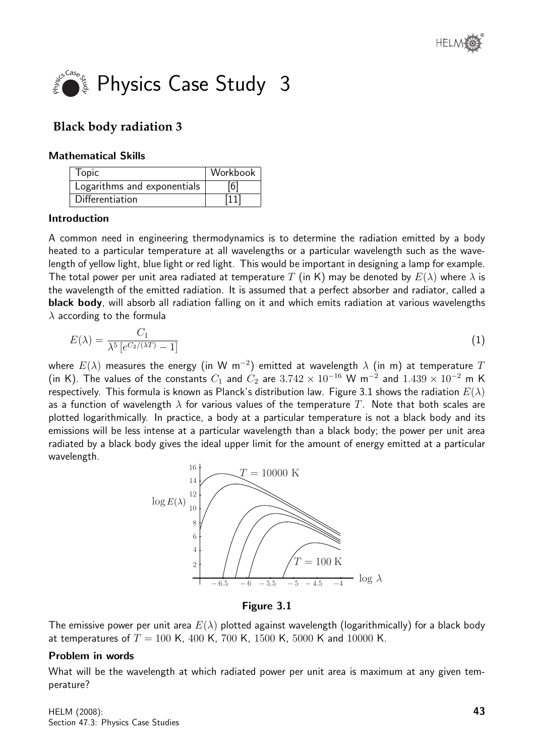# Physics Case Study 3

## Black body radiation 3

### Mathematical Skills

| Topic | Workbook |
|---|---|
| Logarithms and exponentials | [6] |
| Differentiation | [11] |

### Introduction

A common need in engineering thermodynamics is to determine the radiation emitted by a body heated to a particular temperature at all wavelengths or a particular wavelength such as the wavelength of yellow light, blue light or red light. This would be important in designing a lamp for example. The total power per unit area radiated at temperature $T$ (in K) may be denoted by $E(\lambda)$ where $\lambda$ is the wavelength of the emitted radiation. It is assumed that a perfect absorber and radiator, called a **black body**, will absorb all radiation falling on it and which emits radiation at various wavelengths $\lambda$ according to the formula

$$E(\lambda) = \frac{C_1}{\lambda^5 \left[e^{C_2/(\lambda T)} - 1\right]} \tag{1}$$

where $E(\lambda)$ measures the energy (in W m$^{-2}$) emitted at wavelength $\lambda$ (in m) at temperature $T$ (in K). The values of the constants $C_1$ and $C_2$ are $3.742 \times 10^{-16}$ W m$^{-2}$ and $1.439 \times 10^{-2}$ m K respectively. This formula is known as Planck's distribution law. Figure 3.1 shows the radiation $E(\lambda)$ as a function of wavelength $\lambda$ for various values of the temperature $T$. Note that both scales are plotted logarithmically. In practice, a body at a particular temperature is not a black body and its emissions will be less intense at a particular wavelength than a black body; the power per unit area radiated by a black body gives the ideal upper limit for the amount of energy emitted at a particular wavelength.

**Figure 3.1**

The emissive power per unit area $E(\lambda)$ plotted against wavelength (logarithmically) for a black body at temperatures of $T = 100$ K, $400$ K, $700$ K, $1500$ K, $5000$ K and $10000$ K.

### Problem in words

What will be the wavelength at which radiated power per unit area is maximum at any given temperature?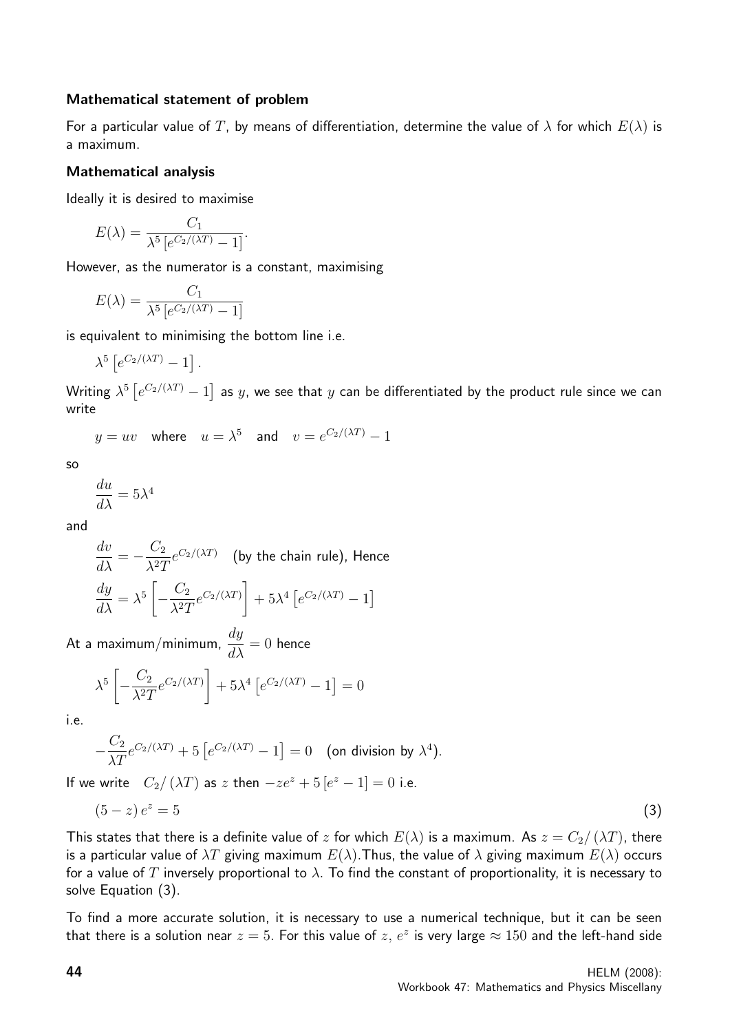#### Mathematical statement of problem

For a particular value of $T$, by means of differentiation, determine the value of $\lambda$ for which $E(\lambda)$ is a maximum.

#### Mathematical analysis

Ideally it is desired to maximise

$$E(\lambda) = \frac{C_1}{\lambda^5 \left[e^{C_2/(\lambda T)} - 1\right]}.$$

However, as the numerator is a constant, maximising

$$E(\lambda) = \frac{C_1}{\lambda^5 \left[e^{C_2/(\lambda T)} - 1\right]}$$

is equivalent to minimising the bottom line i.e.

$$\lambda^5 \left[e^{C_2/(\lambda T)} - 1\right].$$

Writing $\lambda^5 \left[e^{C_2/(\lambda T)} - 1\right]$ as $y$, we see that $y$ can be differentiated by the product rule since we can write

$$y = uv \quad \text{where} \quad u = \lambda^5 \quad \text{and} \quad v = e^{C_2/(\lambda T)} - 1$$

so

$$\frac{du}{d\lambda} = 5\lambda^4$$

and

$$\frac{dv}{d\lambda} = -\frac{C_2}{\lambda^2 T} e^{C_2/(\lambda T)} \quad \text{(by the chain rule), Hence}$$

$$\frac{dy}{d\lambda} = \lambda^5 \left[-\frac{C_2}{\lambda^2 T} e^{C_2/(\lambda T)}\right] + 5\lambda^4 \left[e^{C_2/(\lambda T)} - 1\right]$$

At a maximum/minimum, $\dfrac{dy}{d\lambda} = 0$ hence

$$\lambda^5 \left[-\frac{C_2}{\lambda^2 T} e^{C_2/(\lambda T)}\right] + 5\lambda^4 \left[e^{C_2/(\lambda T)} - 1\right] = 0$$

i.e.

$$-\frac{C_2}{\lambda T} e^{C_2/(\lambda T)} + 5\left[e^{C_2/(\lambda T)} - 1\right] = 0 \quad \text{(on division by } \lambda^4\text{)}.$$

If we write $C_2/(\lambda T)$ as $z$ then $-ze^z + 5\left[e^z - 1\right] = 0$ i.e.

$$(5 - z)\,e^z = 5 \qquad (3)$$

This states that there is a definite value of $z$ for which $E(\lambda)$ is a maximum. As $z = C_2/(\lambda T)$, there is a particular value of $\lambda T$ giving maximum $E(\lambda)$.Thus, the value of $\lambda$ giving maximum $E(\lambda)$ occurs for a value of $T$ inversely proportional to $\lambda$. To find the constant of proportionality, it is necessary to solve Equation (3).

To find a more accurate solution, it is necessary to use a numerical technique, but it can be seen that there is a solution near $z = 5$. For this value of $z$, $e^z$ is very large $\approx 150$ and the left-hand side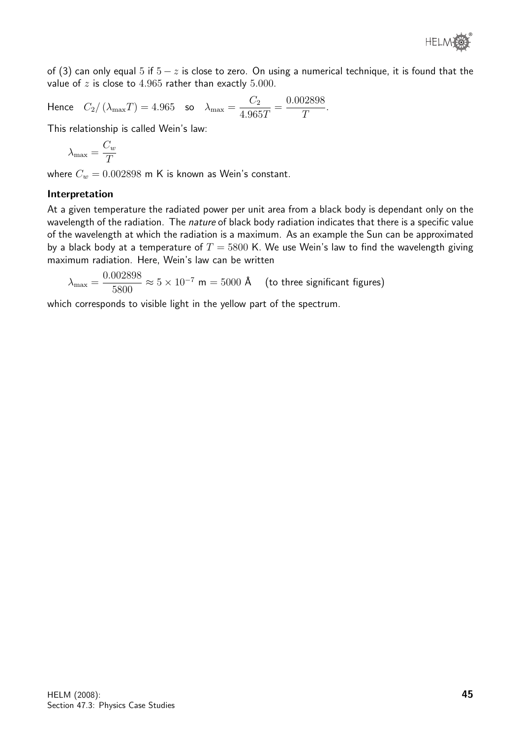of (3) can only equal 5 if $5 - z$ is close to zero. On using a numerical technique, it is found that the value of $z$ is close to $4.965$ rather than exactly $5.000$.

Hence $C_2/(\lambda_{\max}T) = 4.965$ so $\lambda_{\max} = \dfrac{C_2}{4.965T} = \dfrac{0.002898}{T}$.

This relationship is called Wein's law:

$$\lambda_{\max} = \frac{C_w}{T}$$

where $C_w = 0.002898$ m K is known as Wein's constant.

### Interpretation

At a given temperature the radiated power per unit area from a black body is dependant only on the wavelength of the radiation. The *nature* of black body radiation indicates that there is a specific value of the wavelength at which the radiation is a maximum. As an example the Sun can be approximated by a black body at a temperature of $T = 5800$ K. We use Wein's law to find the wavelength giving maximum radiation. Here, Wein's law can be written

$$\lambda_{\max} = \frac{0.002898}{5800} \approx 5 \times 10^{-7} \text{ m} = 5000 \text{ Å} \quad \text{(to three significant figures)}$$

which corresponds to visible light in the yellow part of the spectrum.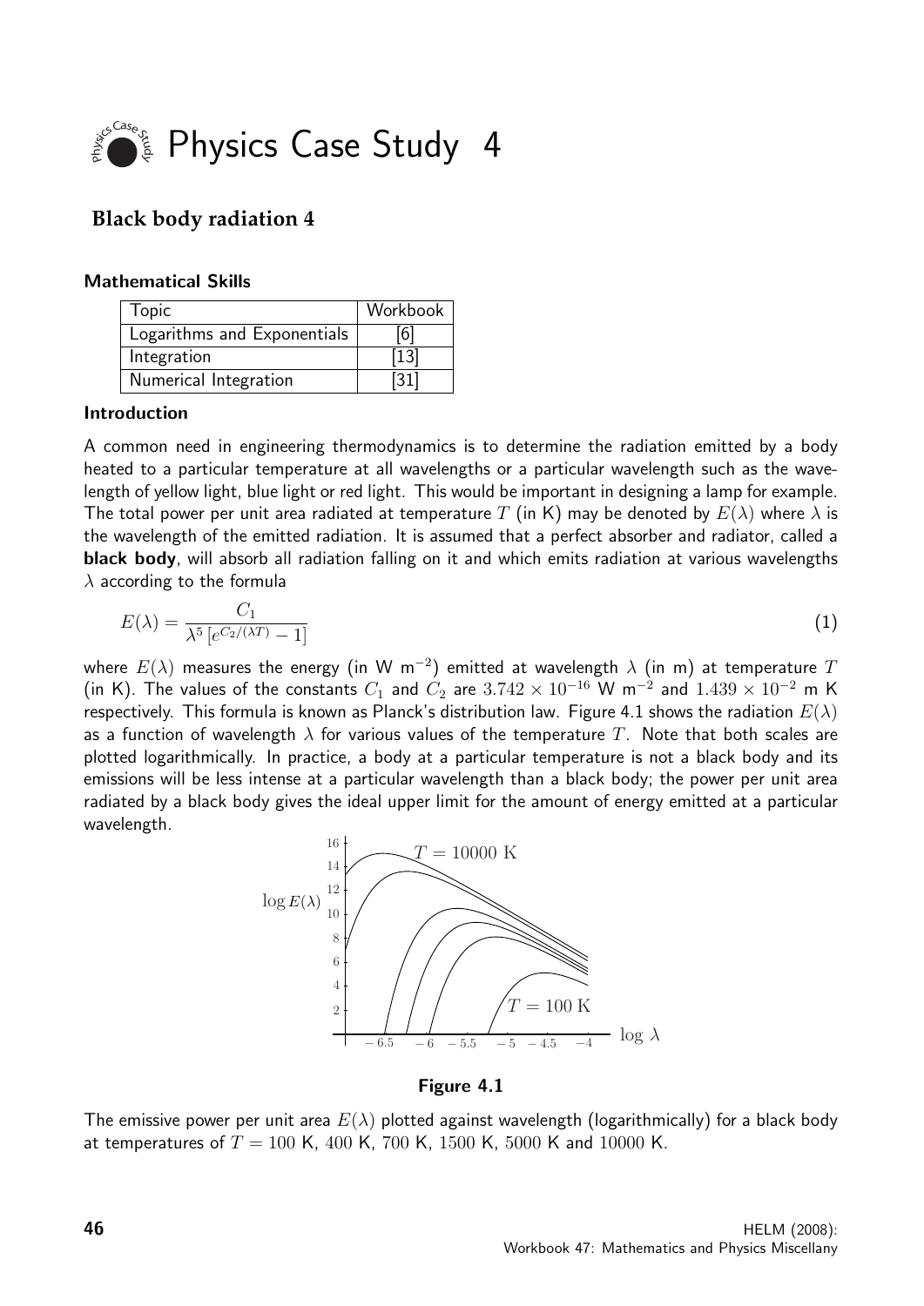# Physics Case Study 4

## Black body radiation 4

### Mathematical Skills

| Topic | Workbook |
|---|---|
| Logarithms and Exponentials | [6] |
| Integration | [13] |
| Numerical Integration | [31] |

### Introduction

A common need in engineering thermodynamics is to determine the radiation emitted by a body heated to a particular temperature at all wavelengths or a particular wavelength such as the wavelength of yellow light, blue light or red light. This would be important in designing a lamp for example. The total power per unit area radiated at temperature $T$ (in K) may be denoted by $E(\lambda)$ where $\lambda$ is the wavelength of the emitted radiation. It is assumed that a perfect absorber and radiator, called a **black body**, will absorb all radiation falling on it and which emits radiation at various wavelengths $\lambda$ according to the formula

$$E(\lambda) = \frac{C_1}{\lambda^5 \left[ e^{C_2/(\lambda T)} - 1 \right]} \tag{1}$$

where $E(\lambda)$ measures the energy (in W m$^{-2}$) emitted at wavelength $\lambda$ (in m) at temperature $T$ (in K). The values of the constants $C_1$ and $C_2$ are $3.742 \times 10^{-16}$ W m$^{-2}$ and $1.439 \times 10^{-2}$ m K respectively. This formula is known as Planck's distribution law. Figure 4.1 shows the radiation $E(\lambda)$ as a function of wavelength $\lambda$ for various values of the temperature $T$. Note that both scales are plotted logarithmically. In practice, a body at a particular temperature is not a black body and its emissions will be less intense at a particular wavelength than a black body; the power per unit area radiated by a black body gives the ideal upper limit for the amount of energy emitted at a particular wavelength.

**Figure 4.1**

The emissive power per unit area $E(\lambda)$ plotted against wavelength (logarithmically) for a black body at temperatures of $T = 100$ K, $400$ K, $700$ K, $1500$ K, $5000$ K and $10000$ K.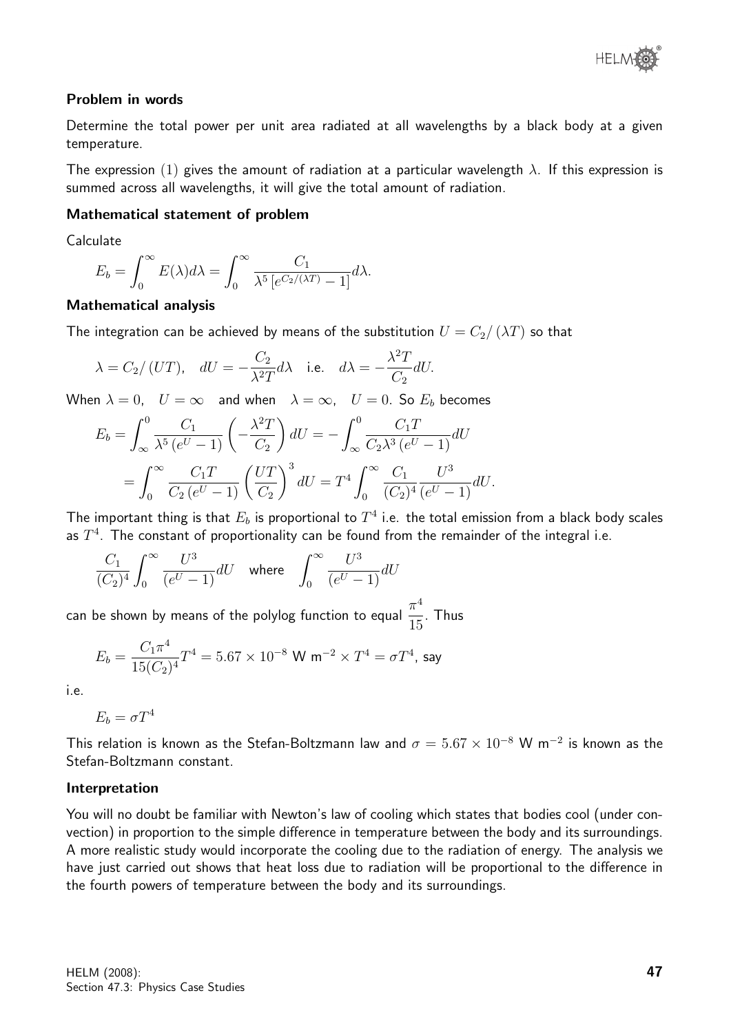**Problem in words**

Determine the total power per unit area radiated at all wavelengths by a black body at a given temperature.

The expression (1) gives the amount of radiation at a particular wavelength $\lambda$. If this expression is summed across all wavelengths, it will give the total amount of radiation.

**Mathematical statement of problem**

Calculate

$$E_b = \int_0^\infty E(\lambda)d\lambda = \int_0^\infty \frac{C_1}{\lambda^5 \left[e^{C_2/(\lambda T)} - 1\right]} d\lambda.$$

**Mathematical analysis**

The integration can be achieved by means of the substitution $U = C_2/(\lambda T)$ so that

$$\lambda = C_2/(UT), \quad dU = -\frac{C_2}{\lambda^2 T} d\lambda \quad \text{i.e.} \quad d\lambda = -\frac{\lambda^2 T}{C_2} dU.$$

When $\lambda = 0, \quad U = \infty$ and when $\lambda = \infty, \quad U = 0$. So $E_b$ becomes

$$E_b = \int_\infty^0 \frac{C_1}{\lambda^5 (e^U - 1)} \left(-\frac{\lambda^2 T}{C_2}\right) dU = -\int_\infty^0 \frac{C_1 T}{C_2 \lambda^3 (e^U - 1)} dU$$

$$= \int_0^\infty \frac{C_1 T}{C_2 (e^U - 1)} \left(\frac{UT}{C_2}\right)^3 dU = T^4 \int_0^\infty \frac{C_1}{(C_2)^4} \frac{U^3}{(e^U - 1)} dU.$$

The important thing is that $E_b$ is proportional to $T^4$ i.e. the total emission from a black body scales as $T^4$. The constant of proportionality can be found from the remainder of the integral i.e.

$$\frac{C_1}{(C_2)^4} \int_0^\infty \frac{U^3}{(e^U - 1)} dU \quad \text{where} \quad \int_0^\infty \frac{U^3}{(e^U - 1)} dU$$

can be shown by means of the polylog function to equal $\dfrac{\pi^4}{15}$. Thus

$$E_b = \frac{C_1 \pi^4}{15 (C_2)^4} T^4 = 5.67 \times 10^{-8} \text{ W m}^{-2} \times T^4 = \sigma T^4, \text{ say}$$

i.e.

$$E_b = \sigma T^4$$

This relation is known as the Stefan-Boltzmann law and $\sigma = 5.67 \times 10^{-8}$ W m$^{-2}$ is known as the Stefan-Boltzmann constant.

**Interpretation**

You will no doubt be familiar with Newton's law of cooling which states that bodies cool (under convection) in proportion to the simple difference in temperature between the body and its surroundings. A more realistic study would incorporate the cooling due to the radiation of energy. The analysis we have just carried out shows that heat loss due to radiation will be proportional to the difference in the fourth powers of temperature between the body and its surroundings.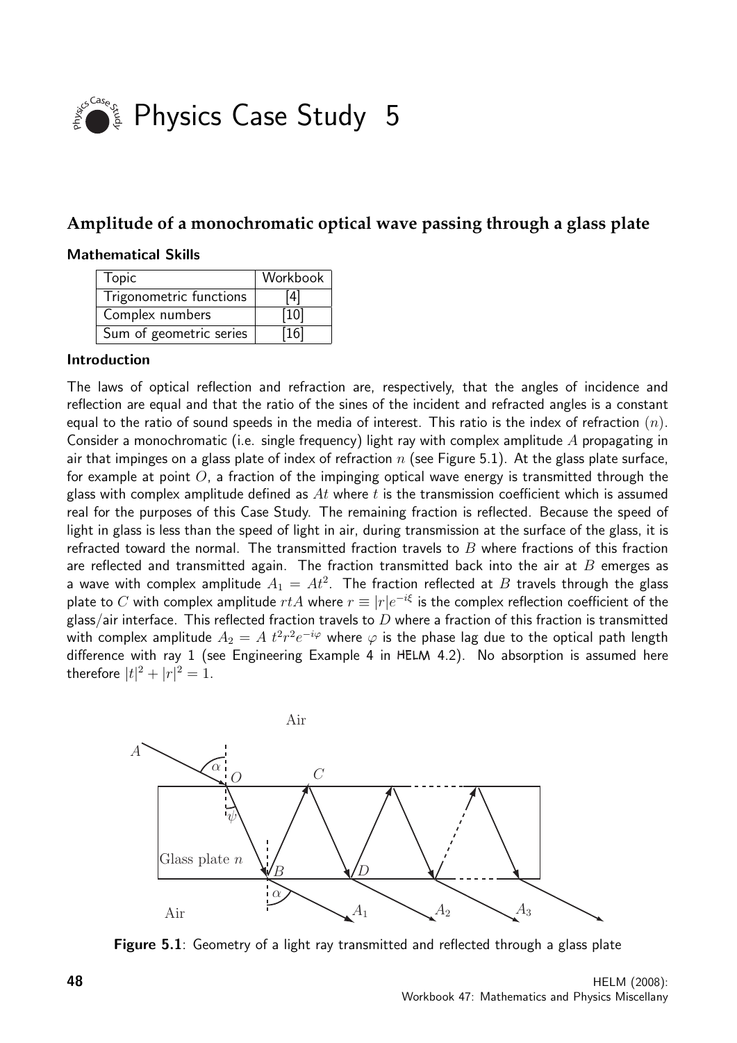# Physics Case Study 5

## Amplitude of a monochromatic optical wave passing through a glass plate

### Mathematical Skills

| Topic | Workbook |
|---|---|
| Trigonometric functions | [4] |
| Complex numbers | [10] |
| Sum of geometric series | [16] |

### Introduction

The laws of optical reflection and refraction are, respectively, that the angles of incidence and reflection are equal and that the ratio of the sines of the incident and refracted angles is a constant equal to the ratio of sound speeds in the media of interest. This ratio is the index of refraction ($n$). Consider a monochromatic (i.e. single frequency) light ray with complex amplitude $A$ propagating in air that impinges on a glass plate of index of refraction $n$ (see Figure 5.1). At the glass plate surface, for example at point $O$, a fraction of the impinging optical wave energy is transmitted through the glass with complex amplitude defined as $At$ where $t$ is the transmission coefficient which is assumed real for the purposes of this Case Study. The remaining fraction is reflected. Because the speed of light in glass is less than the speed of light in air, during transmission at the surface of the glass, it is refracted toward the normal. The transmitted fraction travels to $B$ where fractions of this fraction are reflected and transmitted again. The fraction transmitted back into the air at $B$ emerges as a wave with complex amplitude $A_1 = At^2$. The fraction reflected at $B$ travels through the glass plate to $C$ with complex amplitude $rtA$ where $r \equiv |r|e^{-i\xi}$ is the complex reflection coefficient of the glass/air interface. This reflected fraction travels to $D$ where a fraction of this fraction is transmitted with complex amplitude $A_2 = A\ t^2r^2e^{-i\varphi}$ where $\varphi$ is the phase lag due to the optical path length difference with ray 1 (see Engineering Example 4 in HELM 4.2). No absorption is assumed here therefore $|t|^2 + |r|^2 = 1$.

**Figure 5.1**: Geometry of a light ray transmitted and reflected through a glass plate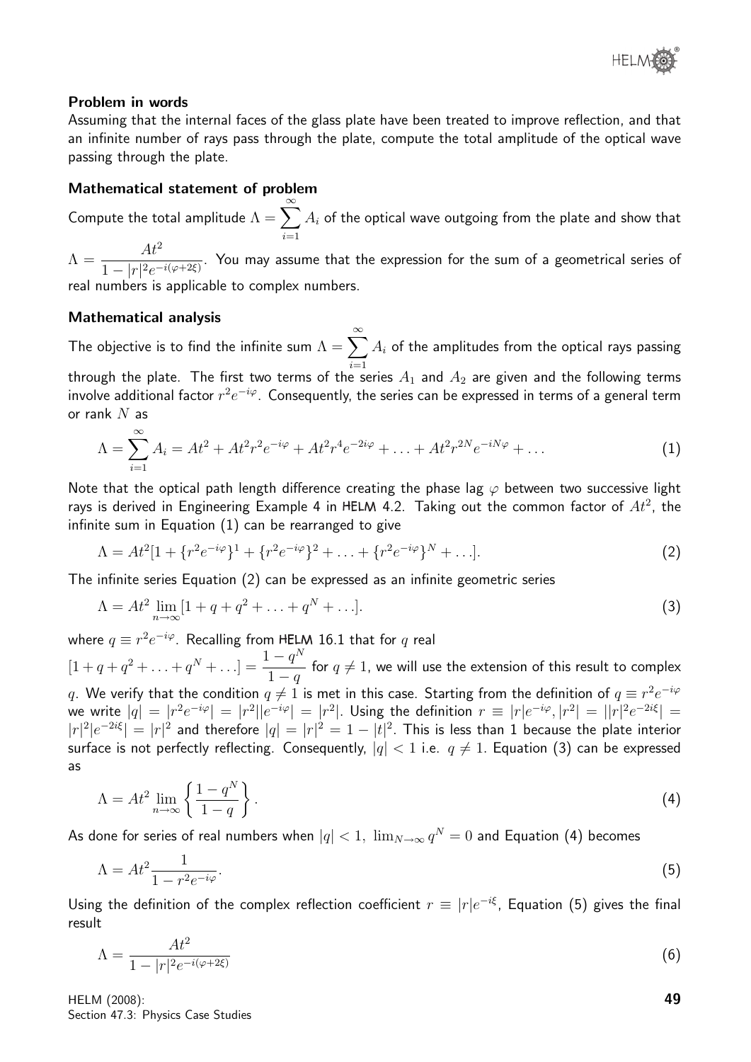#### Problem in words

Assuming that the internal faces of the glass plate have been treated to improve reflection, and that an infinite number of rays pass through the plate, compute the total amplitude of the optical wave passing through the plate.

#### Mathematical statement of problem

Compute the total amplitude $\Lambda = \sum_{i=1}^{\infty} A_i$ of the optical wave outgoing from the plate and show that $\Lambda = \dfrac{At^2}{1 - |r|^2 e^{-i(\varphi+2\xi)}}$. You may assume that the expression for the sum of a geometrical series of real numbers is applicable to complex numbers.

#### Mathematical analysis

The objective is to find the infinite sum $\Lambda = \sum_{i=1}^{\infty} A_i$ of the amplitudes from the optical rays passing through the plate. The first two terms of the series $A_1$ and $A_2$ are given and the following terms involve additional factor $r^2 e^{-i\varphi}$. Consequently, the series can be expressed in terms of a general term or rank $N$ as

$$\Lambda = \sum_{i=1}^{\infty} A_i = At^2 + At^2 r^2 e^{-i\varphi} + At^2 r^4 e^{-2i\varphi} + \ldots + At^2 r^{2N} e^{-iN\varphi} + \ldots \tag{1}$$

Note that the optical path length difference creating the phase lag $\varphi$ between two successive light rays is derived in Engineering Example 4 in HELM 4.2. Taking out the common factor of $At^2$, the infinite sum in Equation (1) can be rearranged to give

$$\Lambda = At^2[1 + \{r^2 e^{-i\varphi}\}^1 + \{r^2 e^{-i\varphi}\}^2 + \ldots + \{r^2 e^{-i\varphi}\}^N + \ldots]. \tag{2}$$

The infinite series Equation (2) can be expressed as an infinite geometric series

$$\Lambda = At^2 \lim_{n\to\infty} [1 + q + q^2 + \ldots + q^N + \ldots]. \tag{3}$$

where $q \equiv r^2 e^{-i\varphi}$. Recalling from HELM 16.1 that for $q$ real $[1 + q + q^2 + \ldots + q^N + \ldots] = \dfrac{1 - q^N}{1 - q}$ for $q \neq 1$, we will use the extension of this result to complex $q$. We verify that the condition $q \neq 1$ is met in this case. Starting from the definition of $q \equiv r^2 e^{-i\varphi}$ we write $|q| = |r^2 e^{-i\varphi}| = |r^2||e^{-i\varphi}| = |r^2|$. Using the definition $r \equiv |r|e^{-i\varphi}, |r^2| = ||r|^2 e^{-2i\xi}| = |r|^2 |e^{-2i\xi}| = |r|^2$ and therefore $|q| = |r|^2 = 1 - |t|^2$. This is less than 1 because the plate interior surface is not perfectly reflecting. Consequently, $|q| < 1$ i.e. $q \neq 1$. Equation (3) can be expressed as

$$\Lambda = At^2 \lim_{n\to\infty} \left\{ \frac{1 - q^N}{1 - q} \right\}. \tag{4}$$

As done for series of real numbers when $|q| < 1,\ \lim_{N\to\infty} q^N = 0$ and Equation (4) becomes

$$\Lambda = At^2 \frac{1}{1 - r^2 e^{-i\varphi}}. \tag{5}$$

Using the definition of the complex reflection coefficient $r \equiv |r|e^{-i\xi}$, Equation (5) gives the final result

$$\Lambda = \frac{At^2}{1 - |r|^2 e^{-i(\varphi+2\xi)}} \tag{6}$$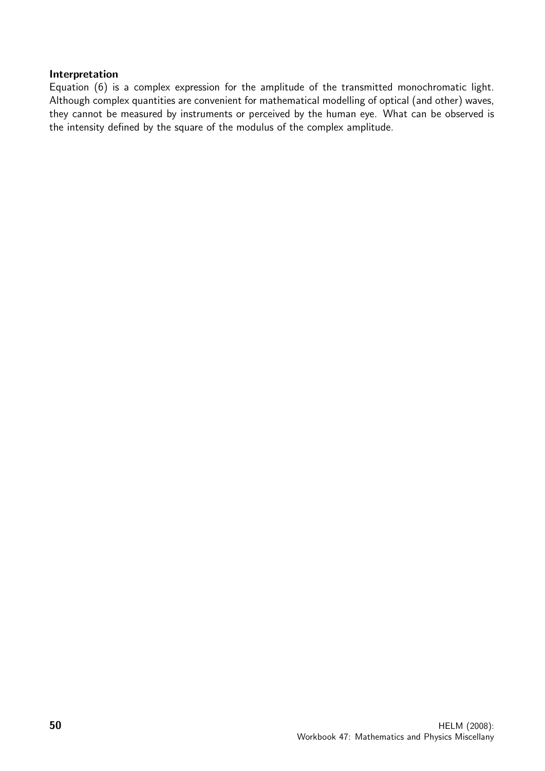**Interpretation**

Equation (6) is a complex expression for the amplitude of the transmitted monochromatic light. Although complex quantities are convenient for mathematical modelling of optical (and other) waves, they cannot be measured by instruments or perceived by the human eye. What can be observed is the intensity defined by the square of the modulus of the complex amplitude.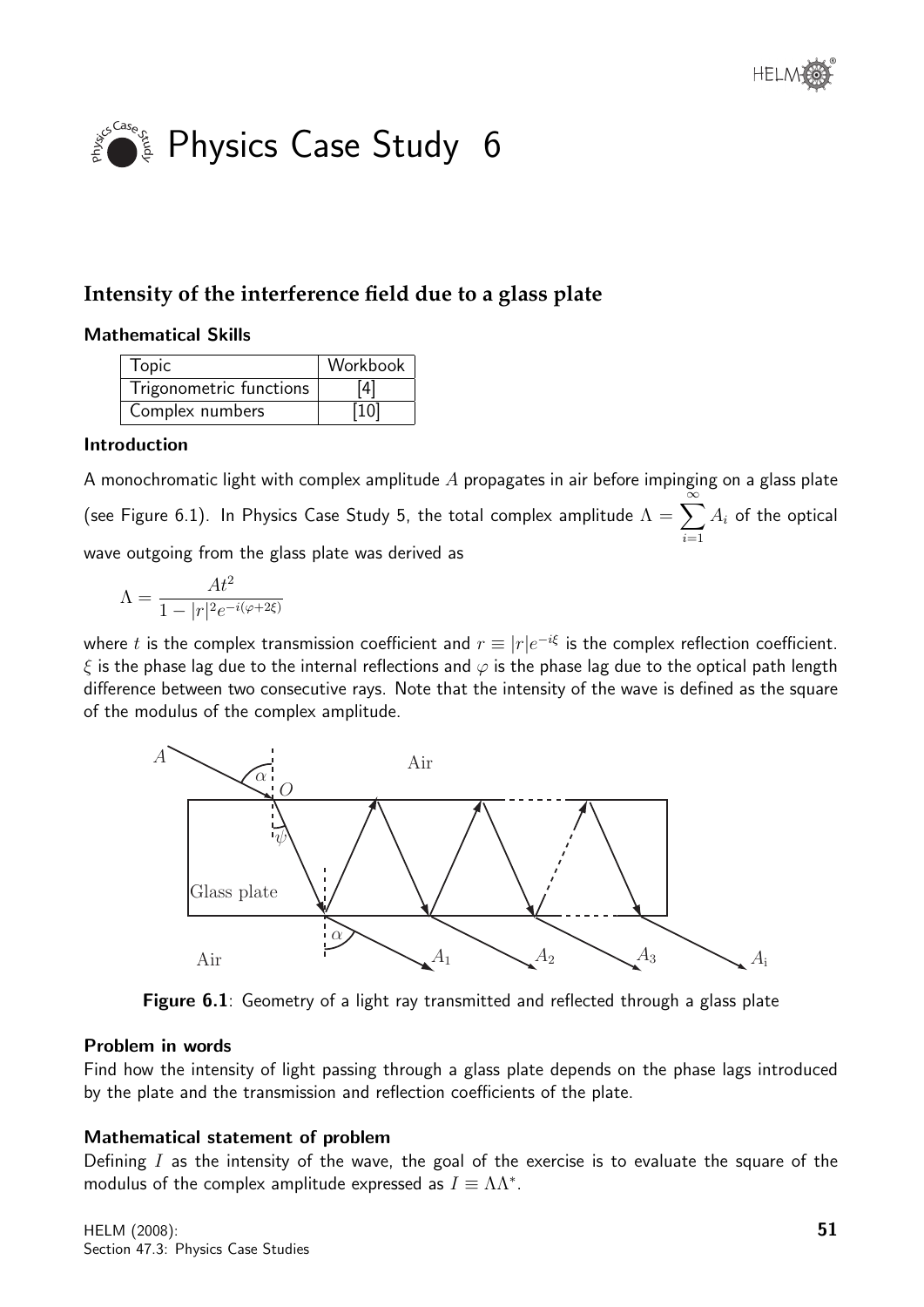# Physics Case Study 6

## Intensity of the interference field due to a glass plate

### Mathematical Skills

| Topic | Workbook |
| --- | --- |
| Trigonometric functions | [4] |
| Complex numbers | [10] |

### Introduction

A monochromatic light with complex amplitude $A$ propagates in air before impinging on a glass plate (see Figure 6.1). In Physics Case Study 5, the total complex amplitude $\Lambda = \sum_{i=1}^{\infty} A_i$ of the optical wave outgoing from the glass plate was derived as

$$\Lambda = \frac{At^2}{1 - |r|^2 e^{-i(\varphi + 2\xi)}}$$

where $t$ is the complex transmission coefficient and $r \equiv |r|e^{-i\xi}$ is the complex reflection coefficient. $\xi$ is the phase lag due to the internal reflections and $\varphi$ is the phase lag due to the optical path length difference between two consecutive rays. Note that the intensity of the wave is defined as the square of the modulus of the complex amplitude.

**Figure 6.1**: Geometry of a light ray transmitted and reflected through a glass plate

### Problem in words

Find how the intensity of light passing through a glass plate depends on the phase lags introduced by the plate and the transmission and reflection coefficients of the plate.

### Mathematical statement of problem

Defining $I$ as the intensity of the wave, the goal of the exercise is to evaluate the square of the modulus of the complex amplitude expressed as $I \equiv \Lambda\Lambda^*$.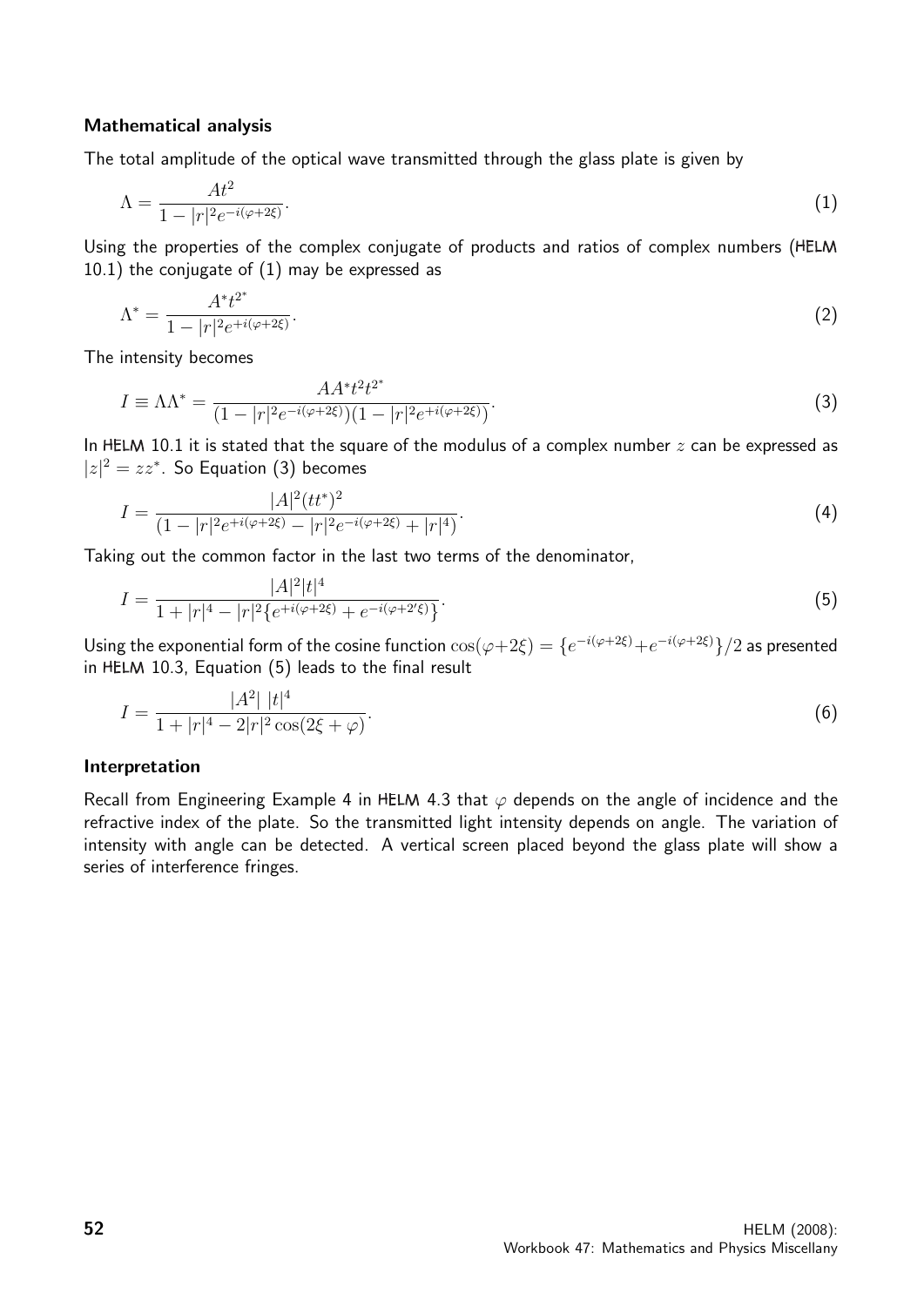**Mathematical analysis**

The total amplitude of the optical wave transmitted through the glass plate is given by

$$\Lambda = \frac{At^2}{1 - |r|^2 e^{-i(\varphi+2\xi)}}. \tag{1}$$

Using the properties of the complex conjugate of products and ratios of complex numbers (HELM 10.1) the conjugate of (1) may be expressed as

$$\Lambda^* = \frac{A^* t^{2^*}}{1 - |r|^2 e^{+i(\varphi+2\xi)}}. \tag{2}$$

The intensity becomes

$$I \equiv \Lambda\Lambda^* = \frac{AA^* t^2 t^{2^*}}{(1 - |r|^2 e^{-i(\varphi+2\xi)})(1 - |r|^2 e^{+i(\varphi+2\xi)})}. \tag{3}$$

In HELM 10.1 it is stated that the square of the modulus of a complex number $z$ can be expressed as $|z|^2 = zz^*$. So Equation (3) becomes

$$I = \frac{|A|^2 (tt^*)^2}{(1 - |r|^2 e^{+i(\varphi+2\xi)} - |r|^2 e^{-i(\varphi+2\xi)} + |r|^4)}. \tag{4}$$

Taking out the common factor in the last two terms of the denominator,

$$I = \frac{|A|^2 |t|^4}{1 + |r|^4 - |r|^2 \{e^{+i(\varphi+2\xi)} + e^{-i(\varphi+2'\xi)}\}}. \tag{5}$$

Using the exponential form of the cosine function $\cos(\varphi+2\xi) = \{e^{-i(\varphi+2\xi)} + e^{-i(\varphi+2\xi)}\}/2$ as presented in HELM 10.3, Equation (5) leads to the final result

$$I = \frac{|A^2|\ |t|^4}{1 + |r|^4 - 2|r|^2 \cos(2\xi + \varphi)}. \tag{6}$$

**Interpretation**

Recall from Engineering Example 4 in HELM 4.3 that $\varphi$ depends on the angle of incidence and the refractive index of the plate. So the transmitted light intensity depends on angle. The variation of intensity with angle can be detected. A vertical screen placed beyond the glass plate will show a series of interference fringes.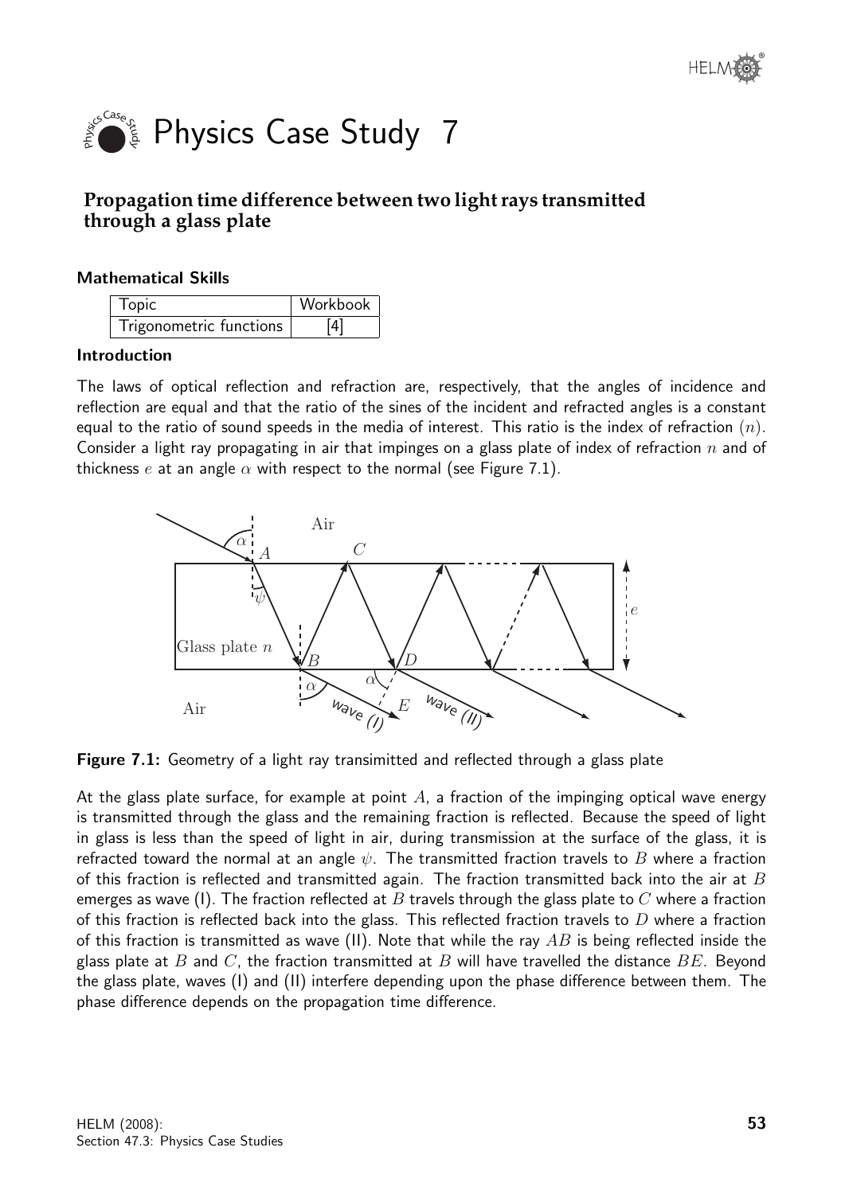# Physics Case Study 7

## Propagation time difference between two light rays transmitted through a glass plate

### Mathematical Skills

| Topic | Workbook |
|---|---|
| Trigonometric functions | [4] |

### Introduction

The laws of optical reflection and refraction are, respectively, that the angles of incidence and reflection are equal and that the ratio of the sines of the incident and refracted angles is a constant equal to the ratio of sound speeds in the media of interest. This ratio is the index of refraction ($n$). Consider a light ray propagating in air that impinges on a glass plate of index of refraction $n$ and of thickness $e$ at an angle $\alpha$ with respect to the normal (see Figure 7.1).

**Figure 7.1:** Geometry of a light ray transimitted and reflected through a glass plate

At the glass plate surface, for example at point $A$, a fraction of the impinging optical wave energy is transmitted through the glass and the remaining fraction is reflected. Because the speed of light in glass is less than the speed of light in air, during transmission at the surface of the glass, it is refracted toward the normal at an angle $\psi$. The transmitted fraction travels to $B$ where a fraction of this fraction is reflected and transmitted again. The fraction transmitted back into the air at $B$ emerges as wave (I). The fraction reflected at $B$ travels through the glass plate to $C$ where a fraction of this fraction is reflected back into the glass. This reflected fraction travels to $D$ where a fraction of this fraction is transmitted as wave (II). Note that while the ray $AB$ is being reflected inside the glass plate at $B$ and $C$, the fraction transmitted at $B$ will have travelled the distance $BE$. Beyond the glass plate, waves (I) and (II) interfere depending upon the phase difference between them. The phase difference depends on the propagation time difference.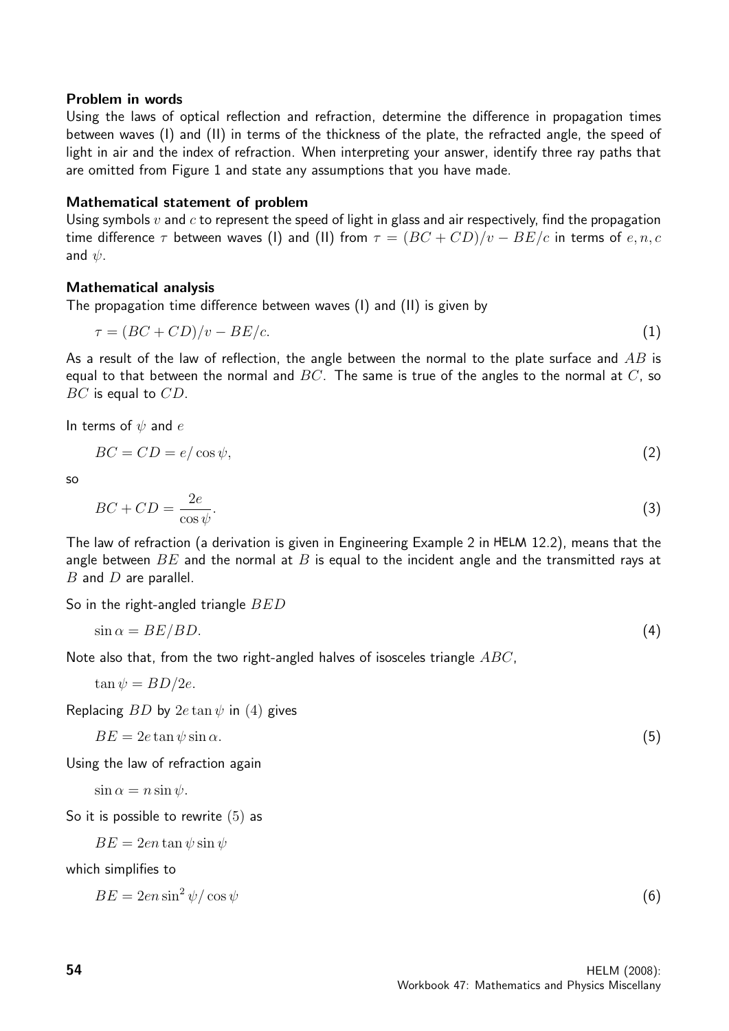**Problem in words**

Using the laws of optical reflection and refraction, determine the difference in propagation times between waves (I) and (II) in terms of the thickness of the plate, the refracted angle, the speed of light in air and the index of refraction. When interpreting your answer, identify three ray paths that are omitted from Figure 1 and state any assumptions that you have made.

**Mathematical statement of problem**

Using symbols $v$ and $c$ to represent the speed of light in glass and air respectively, find the propagation time difference $\tau$ between waves (I) and (II) from $\tau = (BC + CD)/v - BE/c$ in terms of $e, n, c$ and $\psi$.

**Mathematical analysis**

The propagation time difference between waves (I) and (II) is given by

$$\tau = (BC + CD)/v - BE/c. \qquad (1)$$

As a result of the law of reflection, the angle between the normal to the plate surface and $AB$ is equal to that between the normal and $BC$. The same is true of the angles to the normal at $C$, so $BC$ is equal to $CD$.

In terms of $\psi$ and $e$

$$BC = CD = e/\cos\psi, \qquad (2)$$

so

$$BC + CD = \frac{2e}{\cos\psi}. \qquad (3)$$

The law of refraction (a derivation is given in Engineering Example 2 in HELM 12.2), means that the angle between $BE$ and the normal at $B$ is equal to the incident angle and the transmitted rays at $B$ and $D$ are parallel.

So in the right-angled triangle $BED$

$$\sin\alpha = BE/BD. \qquad (4)$$

Note also that, from the two right-angled halves of isosceles triangle $ABC$,

$$\tan\psi = BD/2e.$$

Replacing $BD$ by $2e\tan\psi$ in (4) gives

$$BE = 2e\tan\psi\sin\alpha. \qquad (5)$$

Using the law of refraction again

$$\sin\alpha = n\sin\psi.$$

So it is possible to rewrite (5) as

$$BE = 2en\tan\psi\sin\psi$$

which simplifies to

$$BE = 2en\sin^2\psi/\cos\psi \qquad (6)$$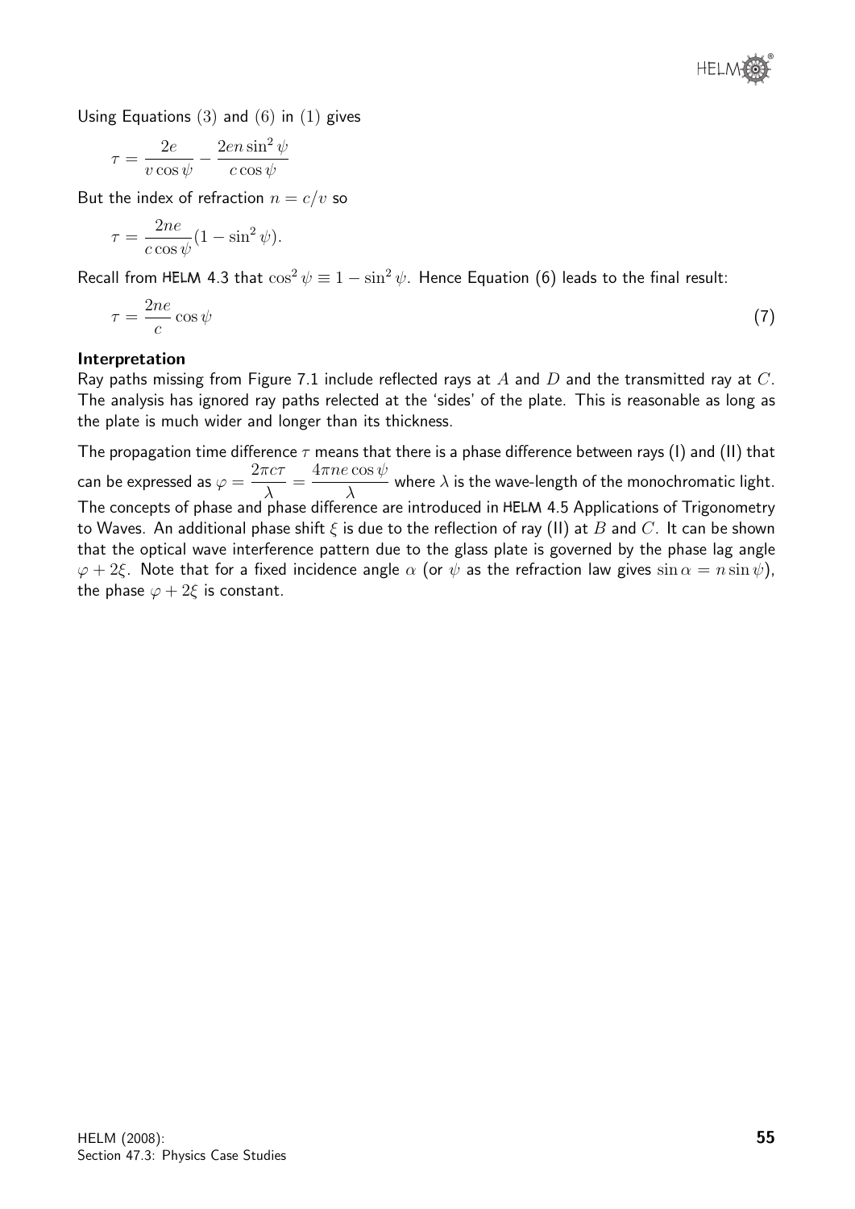Using Equations (3) and (6) in (1) gives

$$\tau = \frac{2e}{v\cos\psi} - \frac{2en\sin^2\psi}{c\cos\psi}$$

But the index of refraction $n = c/v$ so

$$\tau = \frac{2ne}{c\cos\psi}(1 - \sin^2\psi).$$

Recall from HELM 4.3 that $\cos^2\psi \equiv 1 - \sin^2\psi$. Hence Equation (6) leads to the final result:

$$\tau = \frac{2ne}{c}\cos\psi \qquad (7)$$

**Interpretation**

Ray paths missing from Figure 7.1 include reflected rays at $A$ and $D$ and the transmitted ray at $C$. The analysis has ignored ray paths relected at the 'sides' of the plate. This is reasonable as long as the plate is much wider and longer than its thickness.

The propagation time difference $\tau$ means that there is a phase difference between rays (I) and (II) that can be expressed as $\varphi = \dfrac{2\pi c\tau}{\lambda} = \dfrac{4\pi ne\cos\psi}{\lambda}$ where $\lambda$ is the wave-length of the monochromatic light. The concepts of phase and phase difference are introduced in HELM 4.5 Applications of Trigonometry to Waves. An additional phase shift $\xi$ is due to the reflection of ray (II) at $B$ and $C$. It can be shown that the optical wave interference pattern due to the glass plate is governed by the phase lag angle $\varphi + 2\xi$. Note that for a fixed incidence angle $\alpha$ (or $\psi$ as the refraction law gives $\sin\alpha = n\sin\psi$), the phase $\varphi + 2\xi$ is constant.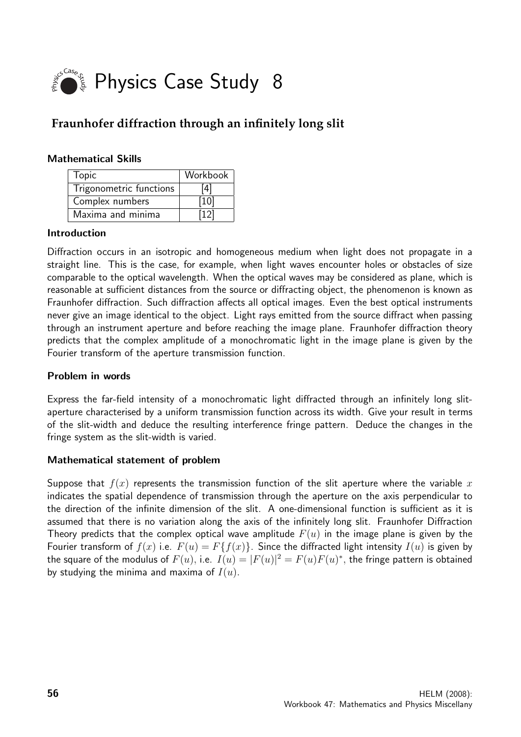# Physics Case Study 8

## Fraunhofer diffraction through an infinitely long slit

### Mathematical Skills

| Topic | Workbook |
|---|---|
| Trigonometric functions | [4] |
| Complex numbers | [10] |
| Maxima and minima | [12] |

### Introduction

Diffraction occurs in an isotropic and homogeneous medium when light does not propagate in a straight line. This is the case, for example, when light waves encounter holes or obstacles of size comparable to the optical wavelength. When the optical waves may be considered as plane, which is reasonable at sufficient distances from the source or diffracting object, the phenomenon is known as Fraunhofer diffraction. Such diffraction affects all optical images. Even the best optical instruments never give an image identical to the object. Light rays emitted from the source diffract when passing through an instrument aperture and before reaching the image plane. Fraunhofer diffraction theory predicts that the complex amplitude of a monochromatic light in the image plane is given by the Fourier transform of the aperture transmission function.

### Problem in words

Express the far-field intensity of a monochromatic light diffracted through an infinitely long slit-aperture characterised by a uniform transmission function across its width. Give your result in terms of the slit-width and deduce the resulting interference fringe pattern. Deduce the changes in the fringe system as the slit-width is varied.

### Mathematical statement of problem

Suppose that $f(x)$ represents the transmission function of the slit aperture where the variable $x$ indicates the spatial dependence of transmission through the aperture on the axis perpendicular to the direction of the infinite dimension of the slit. A one-dimensional function is sufficient as it is assumed that there is no variation along the axis of the infinitely long slit. Fraunhofer Diffraction Theory predicts that the complex optical wave amplitude $F(u)$ in the image plane is given by the Fourier transform of $f(x)$ i.e. $F(u) = F\{f(x)\}$. Since the diffracted light intensity $I(u)$ is given by the square of the modulus of $F(u)$, i.e. $I(u) = |F(u)|^2 = F(u)F(u)^*$, the fringe pattern is obtained by studying the minima and maxima of $I(u)$.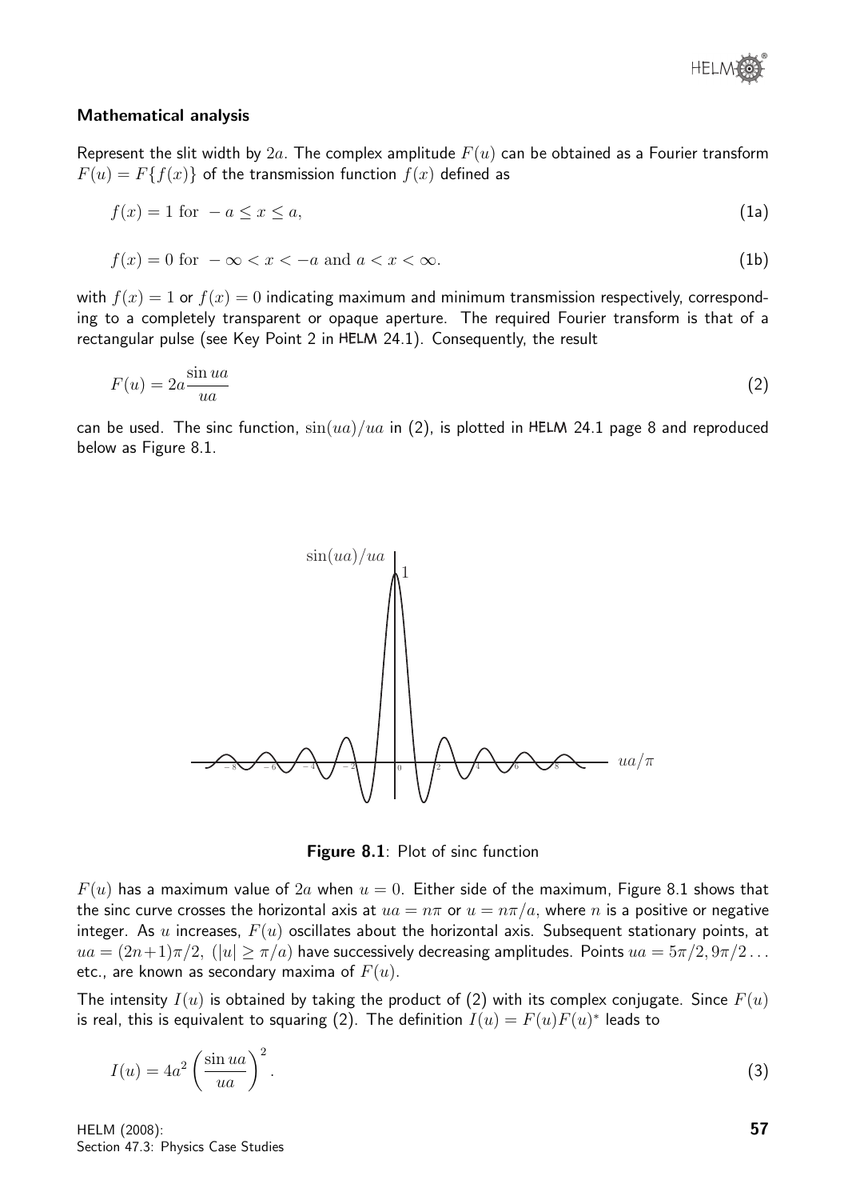#### Mathematical analysis

Represent the slit width by $2a$. The complex amplitude $F(u)$ can be obtained as a Fourier transform $F(u) = F\{f(x)\}$ of the transmission function $f(x)$ defined as

$$f(x) = 1 \text{ for } -a \leq x \leq a, \tag{1a}$$

$$f(x) = 0 \text{ for } -\infty < x < -a \text{ and } a < x < \infty. \tag{1b}$$

with $f(x) = 1$ or $f(x) = 0$ indicating maximum and minimum transmission respectively, corresponding to a completely transparent or opaque aperture. The required Fourier transform is that of a rectangular pulse (see Key Point 2 in HELM 24.1). Consequently, the result

$$F(u) = 2a\frac{\sin ua}{ua} \tag{2}$$

can be used. The sinc function, $\sin(ua)/ua$ in (2), is plotted in HELM 24.1 page 8 and reproduced below as Figure 8.1.

**Figure 8.1**: Plot of sinc function

$F(u)$ has a maximum value of $2a$ when $u = 0$. Either side of the maximum, Figure 8.1 shows that the sinc curve crosses the horizontal axis at $ua = n\pi$ or $u = n\pi/a$, where $n$ is a positive or negative integer. As $u$ increases, $F(u)$ oscillates about the horizontal axis. Subsequent stationary points, at $ua = (2n+1)\pi/2$, $(|u| \geq \pi/a)$ have successively decreasing amplitudes. Points $ua = 5\pi/2, 9\pi/2 \ldots$ etc., are known as secondary maxima of $F(u)$.

The intensity $I(u)$ is obtained by taking the product of (2) with its complex conjugate. Since $F(u)$ is real, this is equivalent to squaring (2). The definition $I(u) = F(u)F(u)^*$ leads to

$$I(u) = 4a^2\left(\frac{\sin ua}{ua}\right)^2. \tag{3}$$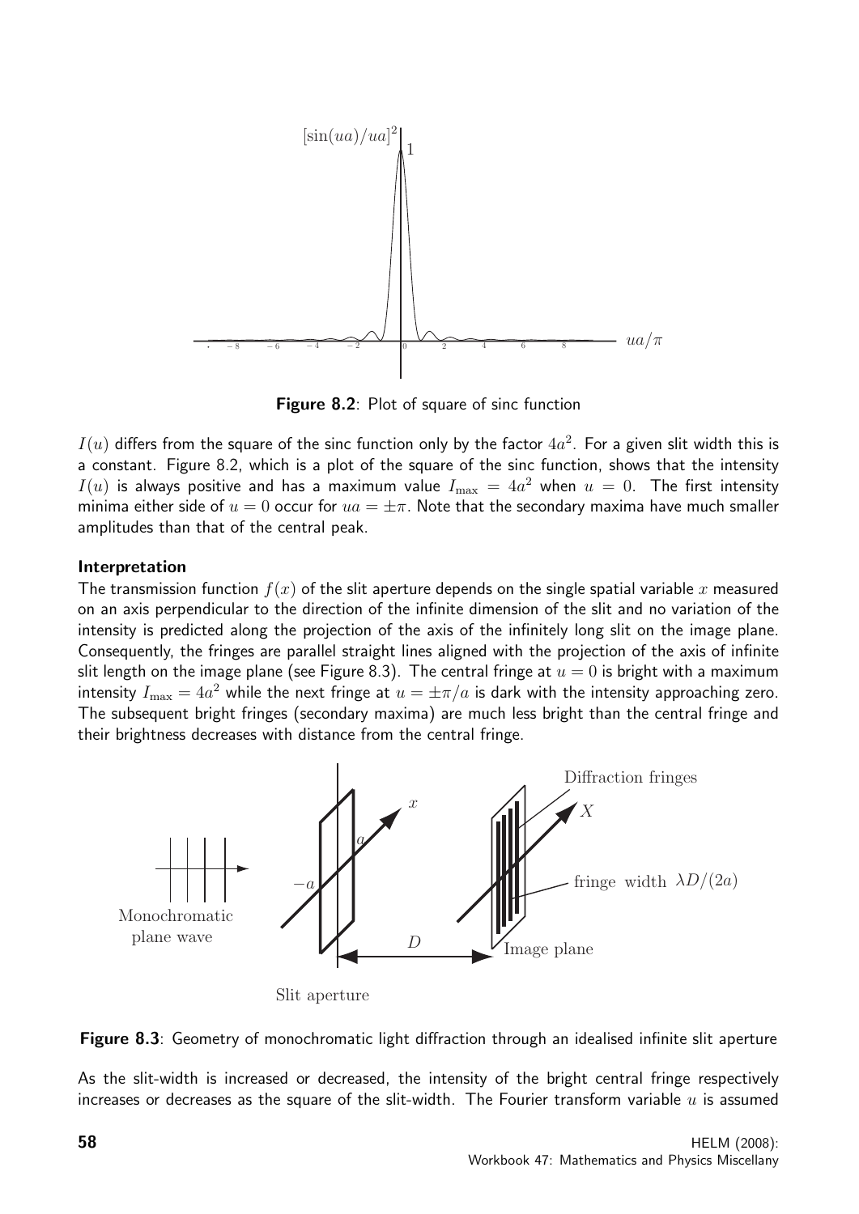Figure 8.2: Plot of square of sinc function

$I(u)$ differs from the square of the sinc function only by the factor $4a^2$. For a given slit width this is a constant. Figure 8.2, which is a plot of the square of the sinc function, shows that the intensity $I(u)$ is always positive and has a maximum value $I_{\max} = 4a^2$ when $u = 0$. The first intensity minima either side of $u = 0$ occur for $ua = \pm\pi$. Note that the secondary maxima have much smaller amplitudes than that of the central peak.

**Interpretation**

The transmission function $f(x)$ of the slit aperture depends on the single spatial variable $x$ measured on an axis perpendicular to the direction of the infinite dimension of the slit and no variation of the intensity is predicted along the projection of the axis of the infinitely long slit on the image plane. Consequently, the fringes are parallel straight lines aligned with the projection of the axis of infinite slit length on the image plane (see Figure 8.3). The central fringe at $u = 0$ is bright with a maximum intensity $I_{\max} = 4a^2$ while the next fringe at $u = \pm\pi/a$ is dark with the intensity approaching zero. The subsequent bright fringes (secondary maxima) are much less bright than the central fringe and their brightness decreases with distance from the central fringe.

Figure 8.3: Geometry of monochromatic light diffraction through an idealised infinite slit aperture

As the slit-width is increased or decreased, the intensity of the bright central fringe respectively increases or decreases as the square of the slit-width. The Fourier transform variable $u$ is assumed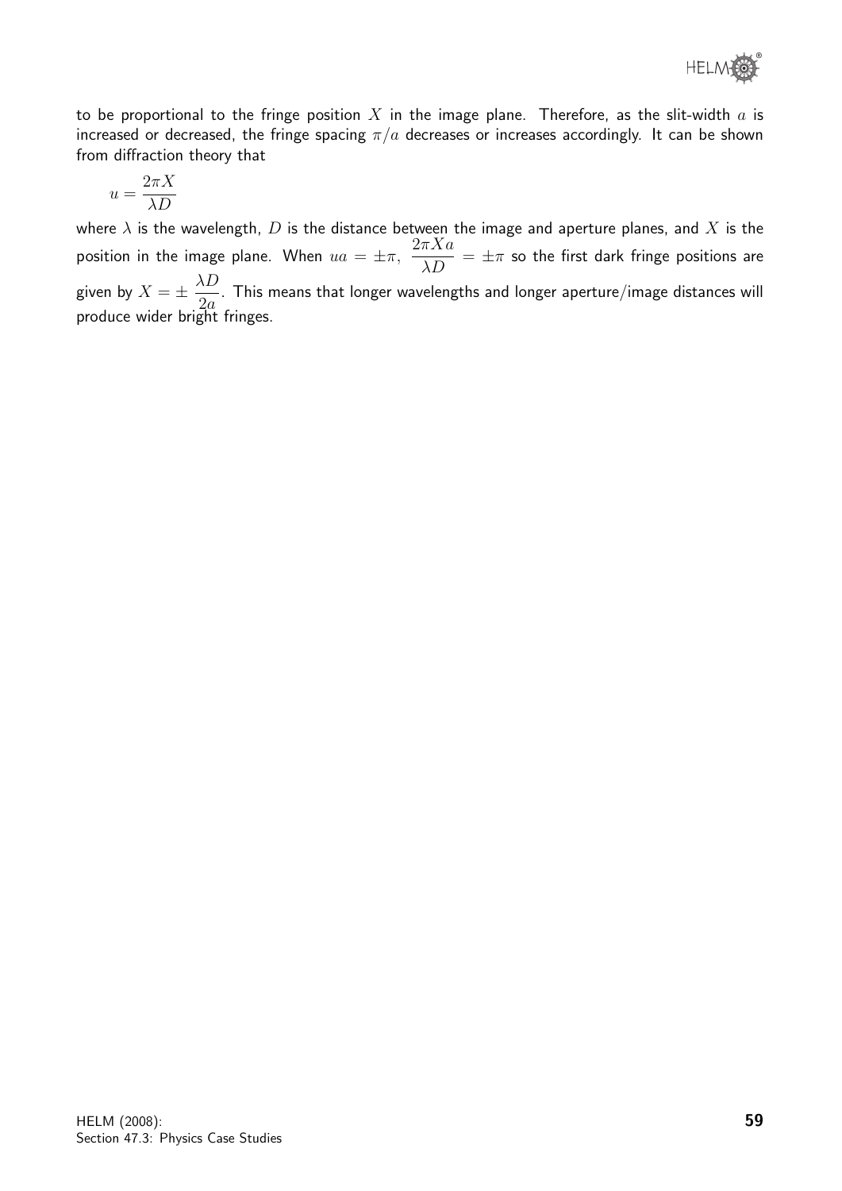to be proportional to the fringe position $X$ in the image plane. Therefore, as the slit-width $a$ is increased or decreased, the fringe spacing $\pi/a$ decreases or increases accordingly. It can be shown from diffraction theory that

$$u = \frac{2\pi X}{\lambda D}$$

where $\lambda$ is the wavelength, $D$ is the distance between the image and aperture planes, and $X$ is the position in the image plane. When $ua = \pm\pi$, $\dfrac{2\pi X a}{\lambda D} = \pm\pi$ so the first dark fringe positions are given by $X = \pm\,\dfrac{\lambda D}{2a}$. This means that longer wavelengths and longer aperture/image distances will produce wider bright fringes.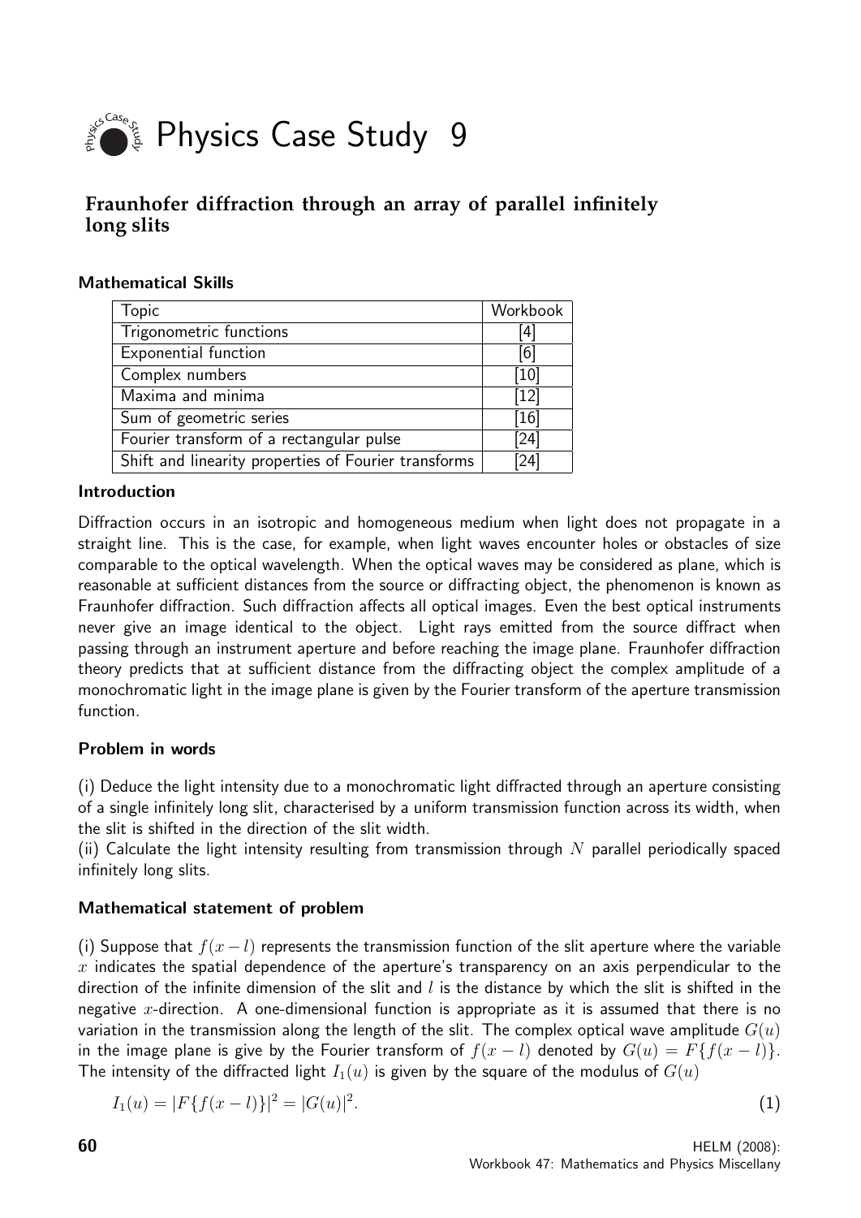# Physics Case Study 9

## Fraunhofer diffraction through an array of parallel infinitely long slits

### Mathematical Skills

| Topic | Workbook |
|---|---|
| Trigonometric functions | [4] |
| Exponential function | [6] |
| Complex numbers | [10] |
| Maxima and minima | [12] |
| Sum of geometric series | [16] |
| Fourier transform of a rectangular pulse | [24] |
| Shift and linearity properties of Fourier transforms | [24] |

### Introduction

Diffraction occurs in an isotropic and homogeneous medium when light does not propagate in a straight line. This is the case, for example, when light waves encounter holes or obstacles of size comparable to the optical wavelength. When the optical waves may be considered as plane, which is reasonable at sufficient distances from the source or diffracting object, the phenomenon is known as Fraunhofer diffraction. Such diffraction affects all optical images. Even the best optical instruments never give an image identical to the object. Light rays emitted from the source diffract when passing through an instrument aperture and before reaching the image plane. Fraunhofer diffraction theory predicts that at sufficient distance from the diffracting object the complex amplitude of a monochromatic light in the image plane is given by the Fourier transform of the aperture transmission function.

### Problem in words

(i) Deduce the light intensity due to a monochromatic light diffracted through an aperture consisting of a single infinitely long slit, characterised by a uniform transmission function across its width, when the slit is shifted in the direction of the slit width.

(ii) Calculate the light intensity resulting from transmission through $N$ parallel periodically spaced infinitely long slits.

### Mathematical statement of problem

(i) Suppose that $f(x-l)$ represents the transmission function of the slit aperture where the variable $x$ indicates the spatial dependence of the aperture's transparency on an axis perpendicular to the direction of the infinite dimension of the slit and $l$ is the distance by which the slit is shifted in the negative $x$-direction. A one-dimensional function is appropriate as it is assumed that there is no variation in the transmission along the length of the slit. The complex optical wave amplitude $G(u)$ in the image plane is give by the Fourier transform of $f(x-l)$ denoted by $G(u) = F\{f(x-l)\}$. The intensity of the diffracted light $I_1(u)$ is given by the square of the modulus of $G(u)$

$$I_1(u) = |F\{f(x-l)\}|^2 = |G(u)|^2. \tag{1}$$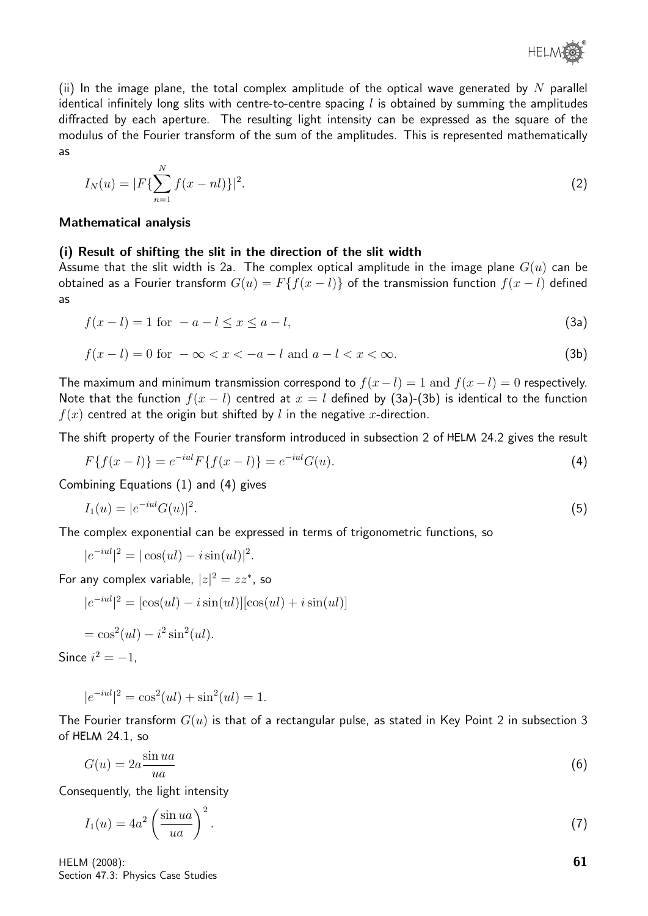(ii) In the image plane, the total complex amplitude of the optical wave generated by $N$ parallel identical infinitely long slits with centre-to-centre spacing $l$ is obtained by summing the amplitudes diffracted by each aperture. The resulting light intensity can be expressed as the square of the modulus of the Fourier transform of the sum of the amplitudes. This is represented mathematically as

$$I_N(u) = |F\{\sum_{n=1}^{N} f(x - nl)\}|^2. \tag{2}$$

### Mathematical analysis

#### (i) Result of shifting the slit in the direction of the slit width

Assume that the slit width is 2a. The complex optical amplitude in the image plane $G(u)$ can be obtained as a Fourier transform $G(u) = F\{f(x - l)\}$ of the transmission function $f(x - l)$ defined as

$$f(x - l) = 1 \text{ for } -a - l \leq x \leq a - l, \tag{3a}$$

$$f(x - l) = 0 \text{ for } -\infty < x < -a - l \text{ and } a - l < x < \infty. \tag{3b}$$

The maximum and minimum transmission correspond to $f(x - l) = 1$ and $f(x - l) = 0$ respectively. Note that the function $f(x - l)$ centred at $x = l$ defined by (3a)-(3b) is identical to the function $f(x)$ centred at the origin but shifted by $l$ in the negative $x$-direction.

The shift property of the Fourier transform introduced in subsection 2 of HELM 24.2 gives the result

$$F\{f(x - l)\} = e^{-iul} F\{f(x - l)\} = e^{-iul} G(u). \tag{4}$$

Combining Equations (1) and (4) gives

$$I_1(u) = |e^{-iul} G(u)|^2. \tag{5}$$

The complex exponential can be expressed in terms of trigonometric functions, so

$$|e^{-iul}|^2 = |\cos(ul) - i\sin(ul)|^2.$$

For any complex variable, $|z|^2 = zz^*$, so

$$|e^{-iul}|^2 = [\cos(ul) - i\sin(ul)][\cos(ul) + i\sin(ul)]$$

$$= \cos^2(ul) - i^2 \sin^2(ul).$$

Since $i^2 = -1$,

$$|e^{-iul}|^2 = \cos^2(ul) + \sin^2(ul) = 1.$$

The Fourier transform $G(u)$ is that of a rectangular pulse, as stated in Key Point 2 in subsection 3 of HELM 24.1, so

$$G(u) = 2a \frac{\sin ua}{ua} \tag{6}$$

Consequently, the light intensity

$$I_1(u) = 4a^2 \left(\frac{\sin ua}{ua}\right)^2. \tag{7}$$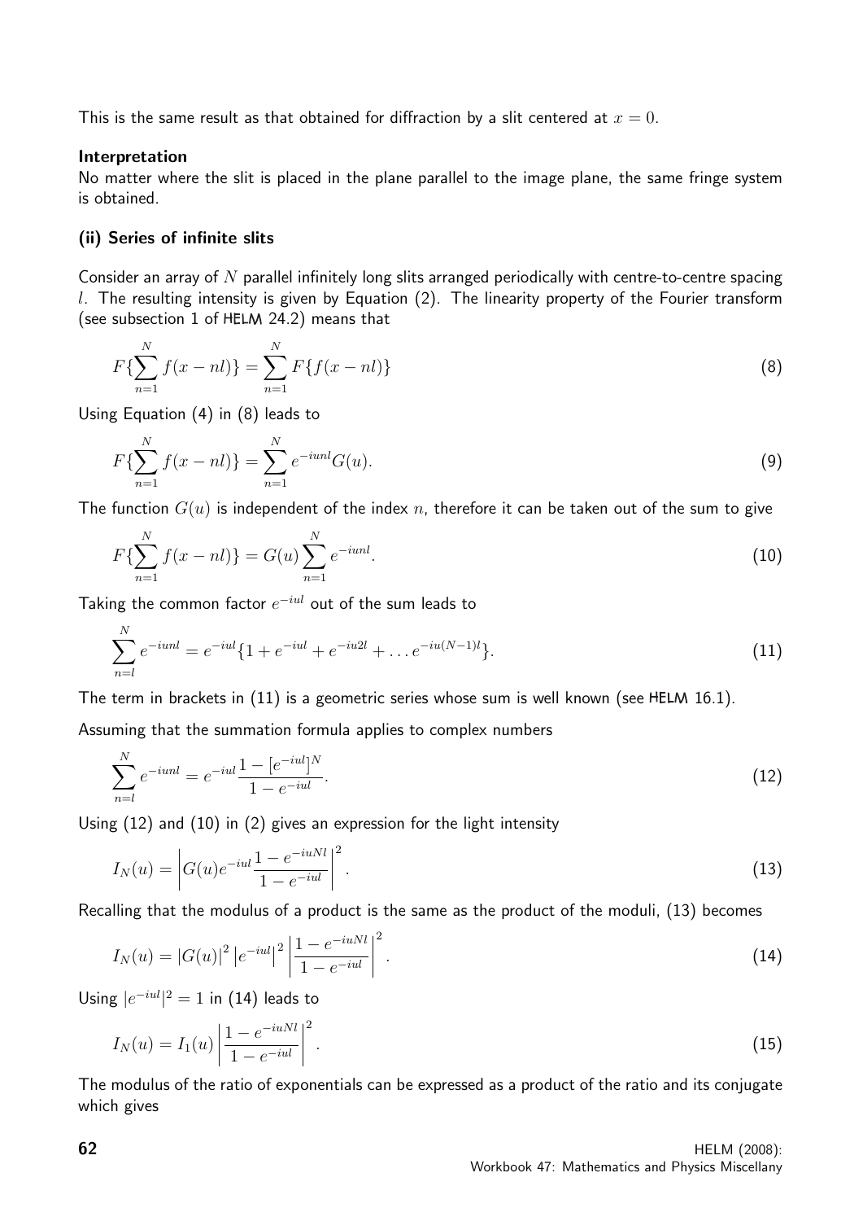This is the same result as that obtained for diffraction by a slit centered at $x = 0$.

**Interpretation**

No matter where the slit is placed in the plane parallel to the image plane, the same fringe system is obtained.

### (ii) Series of infinite slits

Consider an array of $N$ parallel infinitely long slits arranged periodically with centre-to-centre spacing $l$. The resulting intensity is given by Equation (2). The linearity property of the Fourier transform (see subsection 1 of HELM 24.2) means that

$$F\{\sum_{n=1}^{N} f(x - nl)\} = \sum_{n=1}^{N} F\{f(x - nl)\} \tag{8}$$

Using Equation (4) in (8) leads to

$$F\{\sum_{n=1}^{N} f(x - nl)\} = \sum_{n=1}^{N} e^{-iunl} G(u). \tag{9}$$

The function $G(u)$ is independent of the index $n$, therefore it can be taken out of the sum to give

$$F\{\sum_{n=1}^{N} f(x - nl)\} = G(u) \sum_{n=1}^{N} e^{-iunl}. \tag{10}$$

Taking the common factor $e^{-iul}$ out of the sum leads to

$$\sum_{n=l}^{N} e^{-iunl} = e^{-iul}\{1 + e^{-iul} + e^{-iu2l} + \ldots e^{-iu(N-1)l}\}. \tag{11}$$

The term in brackets in (11) is a geometric series whose sum is well known (see HELM 16.1).

Assuming that the summation formula applies to complex numbers

$$\sum_{n=l}^{N} e^{-iunl} = e^{-iul} \frac{1 - [e^{-iul}]^N}{1 - e^{-iul}}. \tag{12}$$

Using (12) and (10) in (2) gives an expression for the light intensity

$$I_N(u) = \left| G(u) e^{-iul} \frac{1 - e^{-iuNl}}{1 - e^{-iul}} \right|^2. \tag{13}$$

Recalling that the modulus of a product is the same as the product of the moduli, (13) becomes

$$I_N(u) = |G(u)|^2 \left| e^{-iul} \right|^2 \left| \frac{1 - e^{-iuNl}}{1 - e^{-iul}} \right|^2. \tag{14}$$

Using $|e^{-iul}|^2 = 1$ in (14) leads to

$$I_N(u) = I_1(u) \left| \frac{1 - e^{-iuNl}}{1 - e^{-iul}} \right|^2. \tag{15}$$

The modulus of the ratio of exponentials can be expressed as a product of the ratio and its conjugate which gives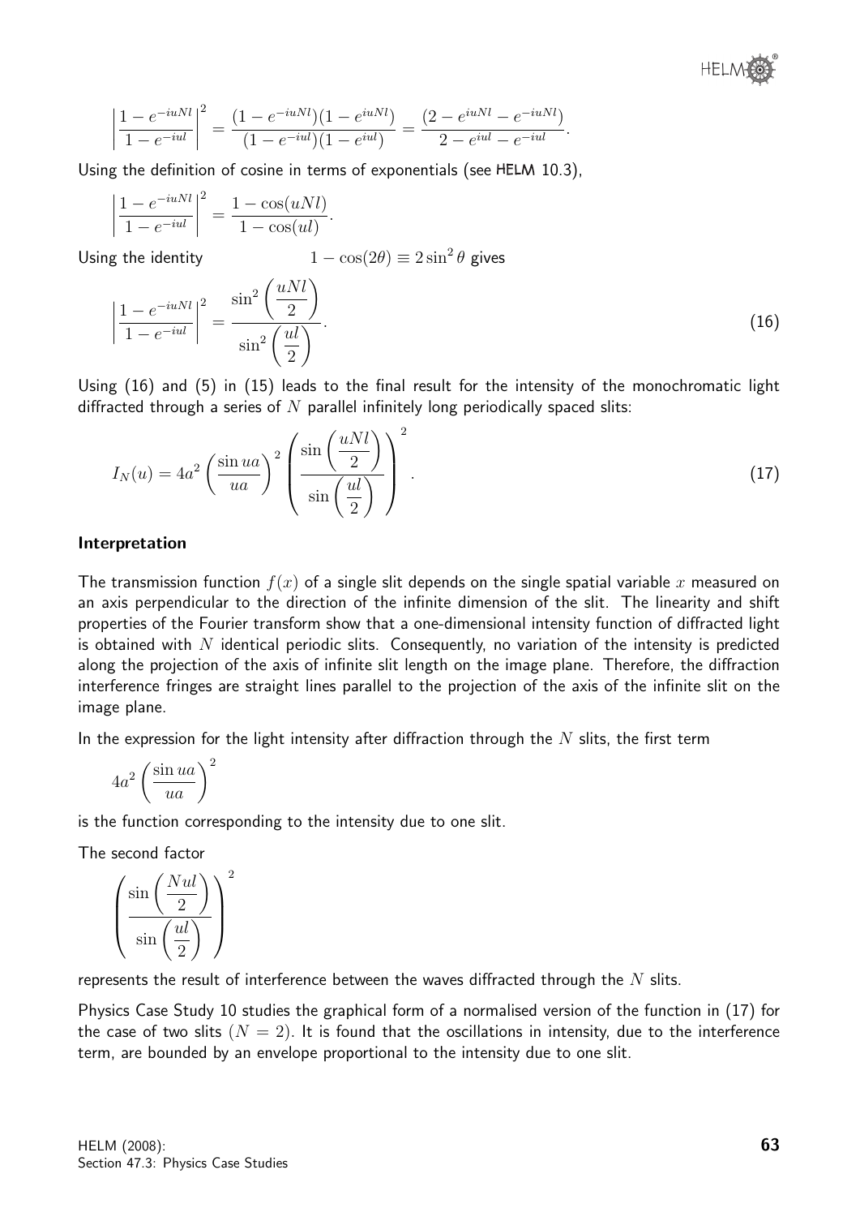$$\left|\frac{1-e^{-iuNl}}{1-e^{-iul}}\right|^2 = \frac{(1-e^{-iuNl})(1-e^{iuNl})}{(1-e^{-iul})(1-e^{iul})} = \frac{(2-e^{iuNl}-e^{-iuNl})}{2-e^{iul}-e^{-iul}}.$$

Using the definition of cosine in terms of exponentials (see HELM 10.3),

$$\left|\frac{1-e^{-iuNl}}{1-e^{-iul}}\right|^2 = \frac{1-\cos(uNl)}{1-\cos(ul)}.$$

Using the identity $\quad 1-\cos(2\theta) \equiv 2\sin^2\theta$ gives

$$\left|\frac{1-e^{-iuNl}}{1-e^{-iul}}\right|^2 = \frac{\sin^2\left(\dfrac{uNl}{2}\right)}{\sin^2\left(\dfrac{ul}{2}\right)}. \qquad (16)$$

Using (16) and (5) in (15) leads to the final result for the intensity of the monochromatic light diffracted through a series of $N$ parallel infinitely long periodically spaced slits:

$$I_N(u) = 4a^2\left(\frac{\sin ua}{ua}\right)^2\left(\frac{\sin\left(\dfrac{uNl}{2}\right)}{\sin\left(\dfrac{ul}{2}\right)}\right)^2. \qquad (17)$$

### Interpretation

The transmission function $f(x)$ of a single slit depends on the single spatial variable $x$ measured on an axis perpendicular to the direction of the infinite dimension of the slit. The linearity and shift properties of the Fourier transform show that a one-dimensional intensity function of diffracted light is obtained with $N$ identical periodic slits. Consequently, no variation of the intensity is predicted along the projection of the axis of infinite slit length on the image plane. Therefore, the diffraction interference fringes are straight lines parallel to the projection of the axis of the infinite slit on the image plane.

In the expression for the light intensity after diffraction through the $N$ slits, the first term

$$4a^2\left(\frac{\sin ua}{ua}\right)^2$$

is the function corresponding to the intensity due to one slit.

The second factor

$$\left(\frac{\sin\left(\dfrac{Nul}{2}\right)}{\sin\left(\dfrac{ul}{2}\right)}\right)^2$$

represents the result of interference between the waves diffracted through the $N$ slits.

Physics Case Study 10 studies the graphical form of a normalised version of the function in (17) for the case of two slits ($N = 2$). It is found that the oscillations in intensity, due to the interference term, are bounded by an envelope proportional to the intensity due to one slit.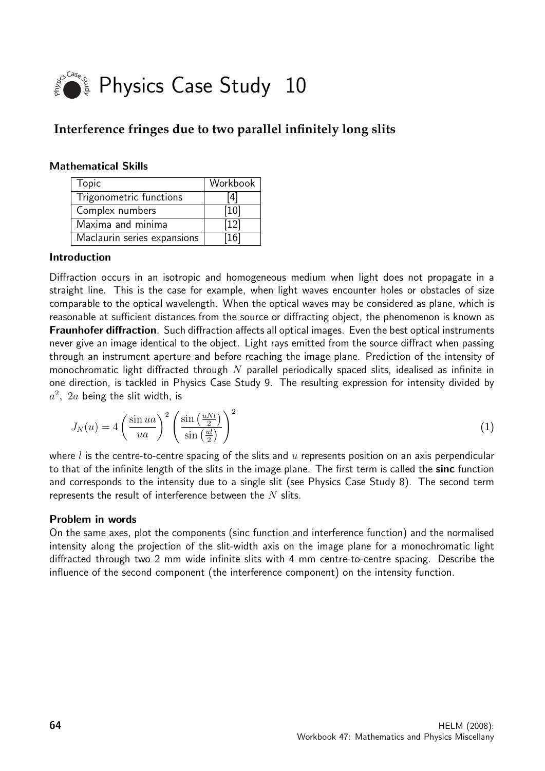# Physics Case Study 10

## Interference fringes due to two parallel infinitely long slits

### Mathematical Skills

| Topic | Workbook |
|---|---|
| Trigonometric functions | [4] |
| Complex numbers | [10] |
| Maxima and minima | [12] |
| Maclaurin series expansions | [16] |

### Introduction

Diffraction occurs in an isotropic and homogeneous medium when light does not propagate in a straight line. This is the case for example, when light waves encounter holes or obstacles of size comparable to the optical wavelength. When the optical waves may be considered as plane, which is reasonable at sufficient distances from the source or diffracting object, the phenomenon is known as **Fraunhofer diffraction**. Such diffraction affects all optical images. Even the best optical instruments never give an image identical to the object. Light rays emitted from the source diffract when passing through an instrument aperture and before reaching the image plane. Prediction of the intensity of monochromatic light diffracted through $N$ parallel periodically spaced slits, idealised as infinite in one direction, is tackled in Physics Case Study 9. The resulting expression for intensity divided by $a^2$, $2a$ being the slit width, is

$$J_N(u) = 4\left(\frac{\sin ua}{ua}\right)^2 \left(\frac{\sin\left(\frac{uNl}{2}\right)}{\sin\left(\frac{ul}{2}\right)}\right)^2 \qquad (1)$$

where $l$ is the centre-to-centre spacing of the slits and $u$ represents position on an axis perpendicular to that of the infinite length of the slits in the image plane. The first term is called the **sinc** function and corresponds to the intensity due to a single slit (see Physics Case Study 8). The second term represents the result of interference between the $N$ slits.

### Problem in words

On the same axes, plot the components (sinc function and interference function) and the normalised intensity along the projection of the slit-width axis on the image plane for a monochromatic light diffracted through two 2 mm wide infinite slits with 4 mm centre-to-centre spacing. Describe the influence of the second component (the interference component) on the intensity function.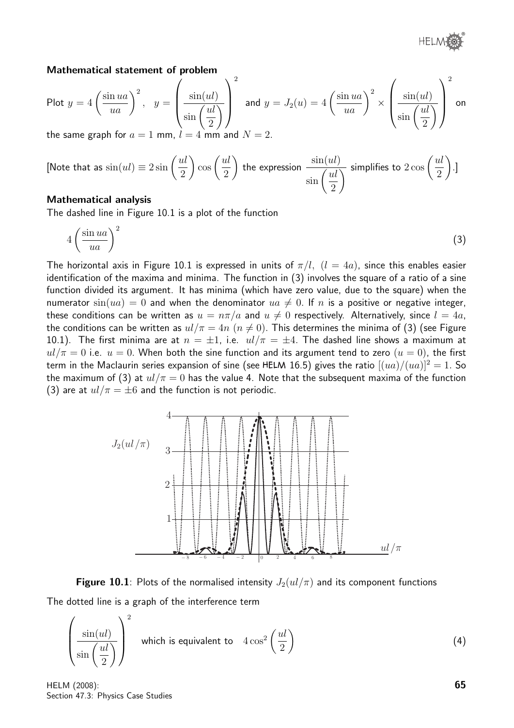### Mathematical statement of problem

Plot $y = 4\left(\dfrac{\sin ua}{ua}\right)^2$, $\quad y = \left(\dfrac{\sin(ul)}{\sin\left(\dfrac{ul}{2}\right)}\right)^2$ and $y = J_2(u) = 4\left(\dfrac{\sin ua}{ua}\right)^2 \times \left(\dfrac{\sin(ul)}{\sin\left(\dfrac{ul}{2}\right)}\right)^2$ on the same graph for $a = 1$ mm, $l = 4$ mm and $N = 2$.

[Note that as $\sin(ul) \equiv 2\sin\left(\dfrac{ul}{2}\right)\cos\left(\dfrac{ul}{2}\right)$ the expression $\dfrac{\sin(ul)}{\sin\left(\dfrac{ul}{2}\right)}$ simplifies to $2\cos\left(\dfrac{ul}{2}\right)$.]

### Mathematical analysis

The dashed line in Figure 10.1 is a plot of the function

$$4\left(\frac{\sin ua}{ua}\right)^2 \qquad (3)$$

The horizontal axis in Figure 10.1 is expressed in units of $\pi/l$, $(l = 4a)$, since this enables easier identification of the maxima and minima. The function in (3) involves the square of a ratio of a sine function divided its argument. It has minima (which have zero value, due to the square) when the numerator $\sin(ua) = 0$ and when the denominator $ua \neq 0$. If $n$ is a positive or negative integer, these conditions can be written as $u = n\pi/a$ and $u \neq 0$ respectively. Alternatively, since $l = 4a$, the conditions can be written as $ul/\pi = 4n$ $(n \neq 0)$. This determines the minima of (3) (see Figure 10.1). The first minima are at $n = \pm 1$, i.e. $ul/\pi = \pm 4$. The dashed line shows a maximum at $ul/\pi = 0$ i.e. $u = 0$. When both the sine function and its argument tend to zero $(u = 0)$, the first term in the Maclaurin series expansion of sine (see HELM 16.5) gives the ratio $[(ua)/(ua)]^2 = 1$. So the maximum of (3) at $ul/\pi = 0$ has the value 4. Note that the subsequent maxima of the function (3) are at $ul/\pi = \pm 6$ and the function is not periodic.

**Figure 10.1**: Plots of the normalised intensity $J_2(ul/\pi)$ and its component functions

The dotted line is a graph of the interference term

$$\left(\frac{\sin(ul)}{\sin\left(\dfrac{ul}{2}\right)}\right)^2 \quad \text{which is equivalent to} \quad 4\cos^2\left(\frac{ul}{2}\right) \qquad (4)$$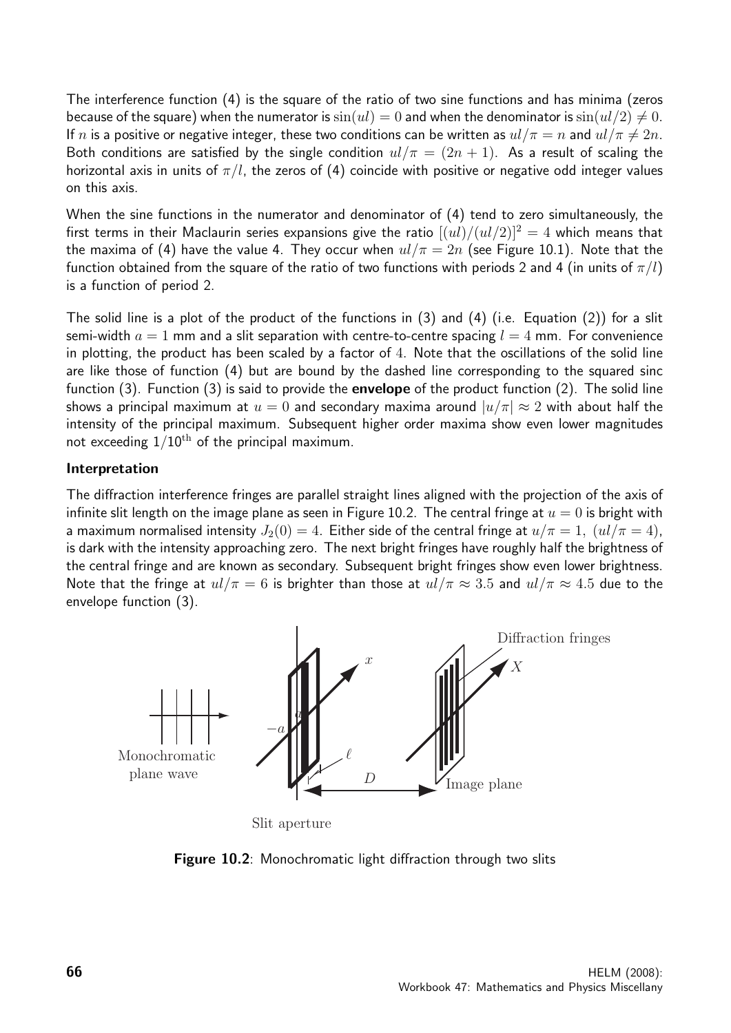The interference function (4) is the square of the ratio of two sine functions and has minima (zeros because of the square) when the numerator is $\sin(ul) = 0$ and when the denominator is $\sin(ul/2) \neq 0$. If $n$ is a positive or negative integer, these two conditions can be written as $ul/\pi = n$ and $ul/\pi \neq 2n$. Both conditions are satisfied by the single condition $ul/\pi = (2n+1)$. As a result of scaling the horizontal axis in units of $\pi/l$, the zeros of (4) coincide with positive or negative odd integer values on this axis.

When the sine functions in the numerator and denominator of (4) tend to zero simultaneously, the first terms in their Maclaurin series expansions give the ratio $[(ul)/(ul/2)]^2 = 4$ which means that the maxima of (4) have the value 4. They occur when $ul/\pi = 2n$ (see Figure 10.1). Note that the function obtained from the square of the ratio of two functions with periods 2 and 4 (in units of $\pi/l$) is a function of period 2.

The solid line is a plot of the product of the functions in (3) and (4) (i.e. Equation (2)) for a slit semi-width $a = 1$ mm and a slit separation with centre-to-centre spacing $l = 4$ mm. For convenience in plotting, the product has been scaled by a factor of 4. Note that the oscillations of the solid line are like those of function (4) but are bound by the dashed line corresponding to the squared sinc function (3). Function (3) is said to provide the **envelope** of the product function (2). The solid line shows a principal maximum at $u = 0$ and secondary maxima around $|u/\pi| \approx 2$ with about half the intensity of the principal maximum. Subsequent higher order maxima show even lower magnitudes not exceeding $1/10^{\text{th}}$ of the principal maximum.

**Interpretation**

The diffraction interference fringes are parallel straight lines aligned with the projection of the axis of infinite slit length on the image plane as seen in Figure 10.2. The central fringe at $u = 0$ is bright with a maximum normalised intensity $J_2(0) = 4$. Either side of the central fringe at $u/\pi = 1$, $(ul/\pi = 4)$, is dark with the intensity approaching zero. The next bright fringes have roughly half the brightness of the central fringe and are known as secondary. Subsequent bright fringes show even lower brightness. Note that the fringe at $ul/\pi = 6$ is brighter than those at $ul/\pi \approx 3.5$ and $ul/\pi \approx 4.5$ due to the envelope function (3).

**Figure 10.2**: Monochromatic light diffraction through two slits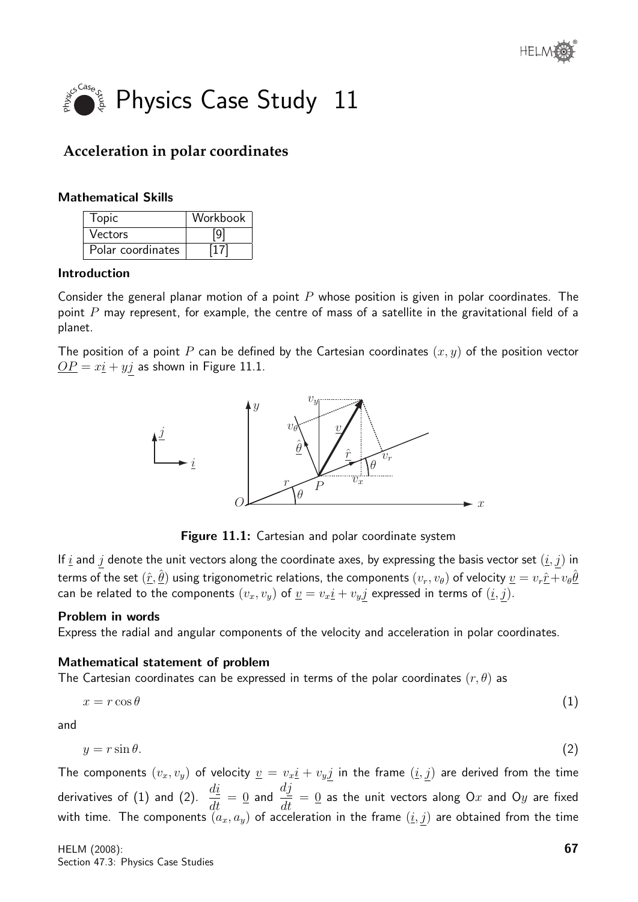# Physics Case Study 11

## Acceleration in polar coordinates

### Mathematical Skills

| Topic | Workbook |
|---|---|
| Vectors | [9] |
| Polar coordinates | [17] |

### Introduction

Consider the general planar motion of a point $P$ whose position is given in polar coordinates. The point $P$ may represent, for example, the centre of mass of a satellite in the gravitational field of a planet.

The position of a point $P$ can be defined by the Cartesian coordinates $(x, y)$ of the position vector $\underline{OP} = x\underline{i} + y\underline{j}$ as shown in Figure 11.1.

**Figure 11.1:** Cartesian and polar coordinate system

If $\underline{i}$ and $\underline{j}$ denote the unit vectors along the coordinate axes, by expressing the basis vector set $(\underline{i}, \underline{j})$ in terms of the set $(\hat{\underline{r}}, \hat{\underline{\theta}})$ using trigonometric relations, the components $(v_r, v_\theta)$ of velocity $\underline{v} = v_r\hat{\underline{r}} + v_\theta\hat{\underline{\theta}}$ can be related to the components $(v_x, v_y)$ of $\underline{v} = v_x\underline{i} + v_y\underline{j}$ expressed in terms of $(\underline{i}, \underline{j})$.

### Problem in words

Express the radial and angular components of the velocity and acceleration in polar coordinates.

### Mathematical statement of problem

The Cartesian coordinates can be expressed in terms of the polar coordinates $(r, \theta)$ as

$$x = r\cos\theta \tag{1}$$

and

$$y = r\sin\theta. \tag{2}$$

The components $(v_x, v_y)$ of velocity $\underline{v} = v_x\underline{i} + v_y\underline{j}$ in the frame $(\underline{i}, \underline{j})$ are derived from the time derivatives of (1) and (2). $\dfrac{d\underline{i}}{dt} = \underline{0}$ and $\dfrac{d\underline{j}}{dt} = \underline{0}$ as the unit vectors along O$x$ and O$y$ are fixed with time. The components $(a_x, a_y)$ of acceleration in the frame $(\underline{i}, \underline{j})$ are obtained from the time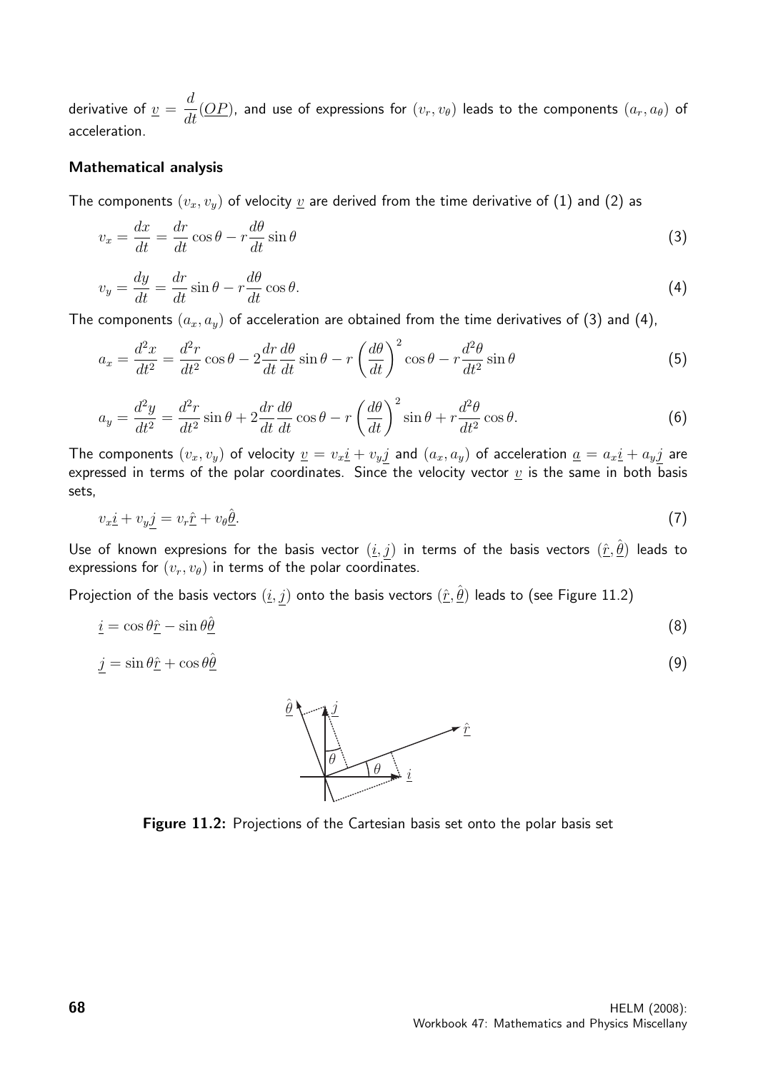derivative of $\underline{v} = \dfrac{d}{dt}(\underline{OP})$, and use of expressions for $(v_r, v_\theta)$ leads to the components $(a_r, a_\theta)$ of acceleration.

### Mathematical analysis

The components $(v_x, v_y)$ of velocity $\underline{v}$ are derived from the time derivative of (1) and (2) as

$$v_x = \frac{dx}{dt} = \frac{dr}{dt}\cos\theta - r\frac{d\theta}{dt}\sin\theta \tag{3}$$

$$v_y = \frac{dy}{dt} = \frac{dr}{dt}\sin\theta - r\frac{d\theta}{dt}\cos\theta. \tag{4}$$

The components $(a_x, a_y)$ of acceleration are obtained from the time derivatives of (3) and (4),

$$a_x = \frac{d^2x}{dt^2} = \frac{d^2r}{dt^2}\cos\theta - 2\frac{dr}{dt}\frac{d\theta}{dt}\sin\theta - r\left(\frac{d\theta}{dt}\right)^2\cos\theta - r\frac{d^2\theta}{dt^2}\sin\theta \tag{5}$$

$$a_y = \frac{d^2y}{dt^2} = \frac{d^2r}{dt^2}\sin\theta + 2\frac{dr}{dt}\frac{d\theta}{dt}\cos\theta - r\left(\frac{d\theta}{dt}\right)^2\sin\theta + r\frac{d^2\theta}{dt^2}\cos\theta. \tag{6}$$

The components $(v_x, v_y)$ of velocity $\underline{v} = v_x\underline{i} + v_y\underline{j}$ and $(a_x, a_y)$ of acceleration $\underline{a} = a_x\underline{i} + a_y\underline{j}$ are expressed in terms of the polar coordinates. Since the velocity vector $\underline{v}$ is the same in both basis sets,

$$v_x\underline{i} + v_y\underline{j} = v_r\underline{\hat{r}} + v_\theta\underline{\hat{\theta}}. \tag{7}$$

Use of known expresions for the basis vector $(\underline{i}, \underline{j})$ in terms of the basis vectors $(\underline{\hat{r}}, \underline{\hat{\theta}})$ leads to expressions for $(v_r, v_\theta)$ in terms of the polar coordinates.

Projection of the basis vectors $(\underline{i}, \underline{j})$ onto the basis vectors $(\underline{\hat{r}}, \underline{\hat{\theta}})$ leads to (see Figure 11.2)

$$\underline{i} = \cos\theta\underline{\hat{r}} - \sin\theta\underline{\hat{\theta}} \tag{8}$$

$$\underline{j} = \sin\theta\underline{\hat{r}} + \cos\theta\underline{\hat{\theta}} \tag{9}$$

**Figure 11.2:** Projections of the Cartesian basis set onto the polar basis set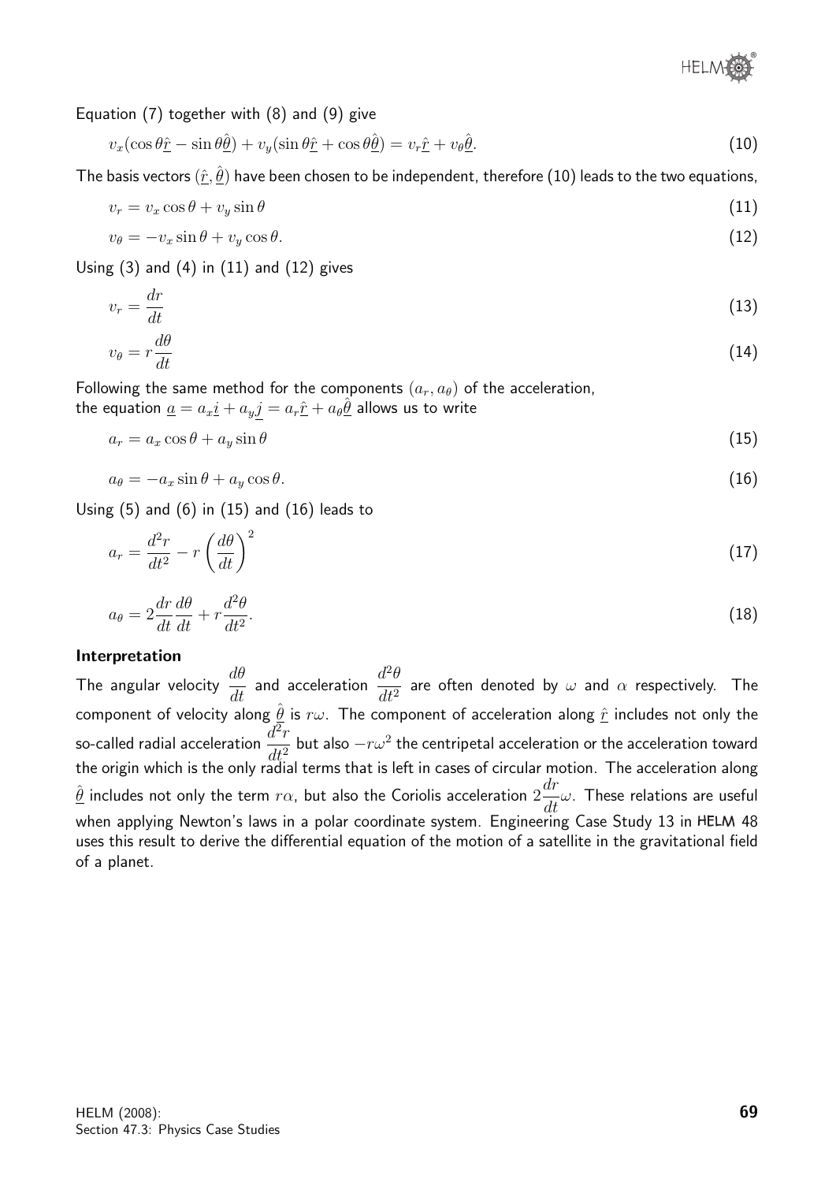Equation (7) together with (8) and (9) give

$$v_x(\cos\theta\hat{\underline{r}} - \sin\theta\hat{\underline{\theta}}) + v_y(\sin\theta\hat{\underline{r}} + \cos\theta\hat{\underline{\theta}}) = v_r\hat{\underline{r}} + v_\theta\hat{\underline{\theta}}. \tag{10}$$

The basis vectors $(\hat{\underline{r}}, \hat{\underline{\theta}})$ have been chosen to be independent, therefore (10) leads to the two equations,

$$v_r = v_x\cos\theta + v_y\sin\theta \tag{11}$$

$$v_\theta = -v_x\sin\theta + v_y\cos\theta. \tag{12}$$

Using (3) and (4) in (11) and (12) gives

$$v_r = \frac{dr}{dt} \tag{13}$$

$$v_\theta = r\frac{d\theta}{dt} \tag{14}$$

Following the same method for the components $(a_r, a_\theta)$ of the acceleration, the equation $\underline{a} = a_x\underline{i} + a_y\underline{j} = a_r\hat{\underline{r}} + a_\theta\hat{\underline{\theta}}$ allows us to write

$$a_r = a_x\cos\theta + a_y\sin\theta \tag{15}$$

$$a_\theta = -a_x\sin\theta + a_y\cos\theta. \tag{16}$$

Using (5) and (6) in (15) and (16) leads to

$$a_r = \frac{d^2r}{dt^2} - r\left(\frac{d\theta}{dt}\right)^2 \tag{17}$$

$$a_\theta = 2\frac{dr}{dt}\frac{d\theta}{dt} + r\frac{d^2\theta}{dt^2}. \tag{18}$$

**Interpretation**

The angular velocity $\dfrac{d\theta}{dt}$ and acceleration $\dfrac{d^2\theta}{dt^2}$ are often denoted by $\omega$ and $\alpha$ respectively. The component of velocity along $\hat{\underline{\theta}}$ is $r\omega$. The component of acceleration along $\hat{\underline{r}}$ includes not only the so-called radial acceleration $\dfrac{d^2r}{dt^2}$ but also $-r\omega^2$ the centripetal acceleration or the acceleration toward the origin which is the only radial terms that is left in cases of circular motion. The acceleration along $\hat{\underline{\theta}}$ includes not only the term $r\alpha$, but also the Coriolis acceleration $2\dfrac{dr}{dt}\omega$. These relations are useful when applying Newton's laws in a polar coordinate system. Engineering Case Study 13 in HELM 48 uses this result to derive the differential equation of the motion of a satellite in the gravitational field of a planet.